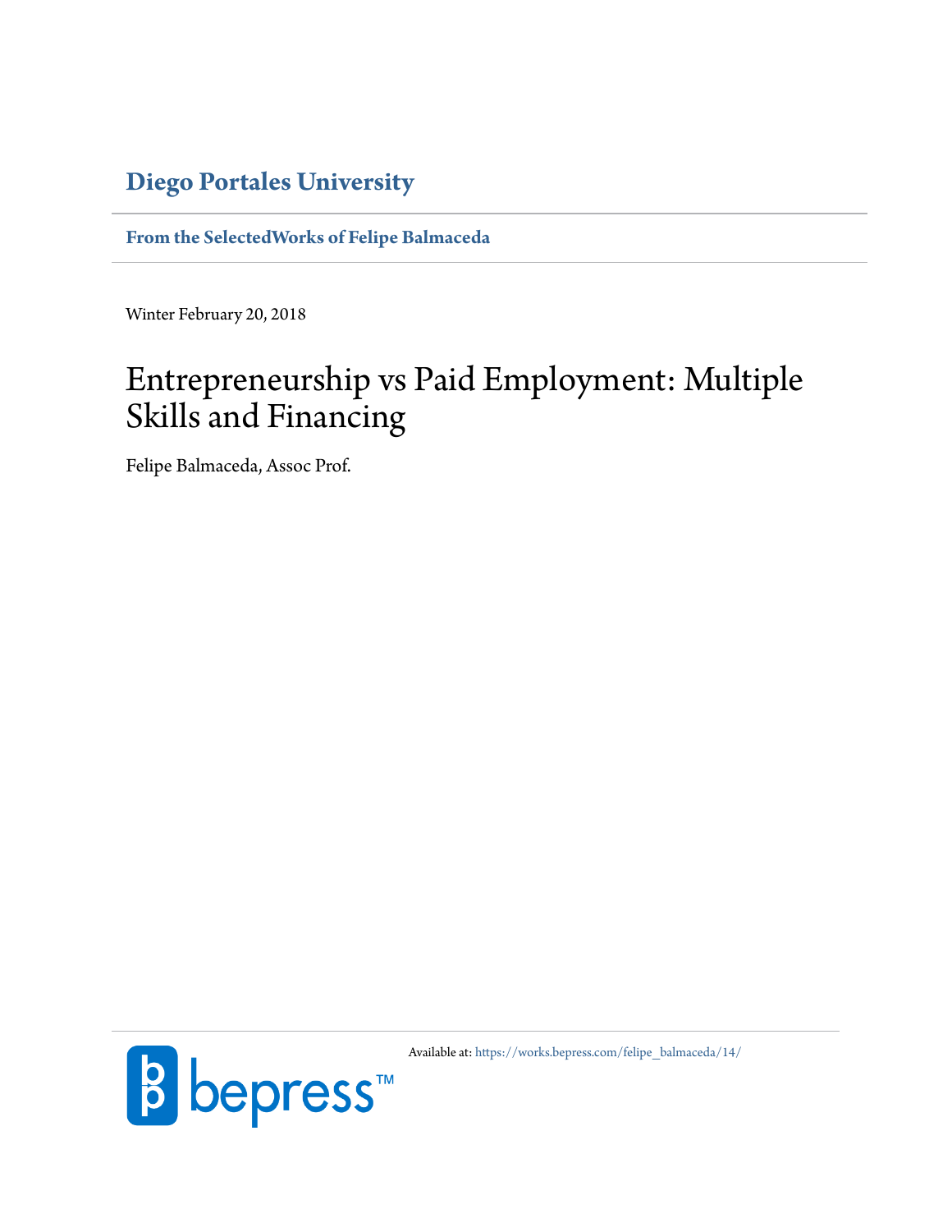# Diego Portales University

**From the SelectedWorks of Felipe Balmaceda**

Winter February 20, 2018

# Entrepreneurship vs Paid Employment: Multiple Skills and Financing

Felipe Balmaceda, Assoc Prof.

Available at: https://works.bepress.com/felipe_balmaceda/14/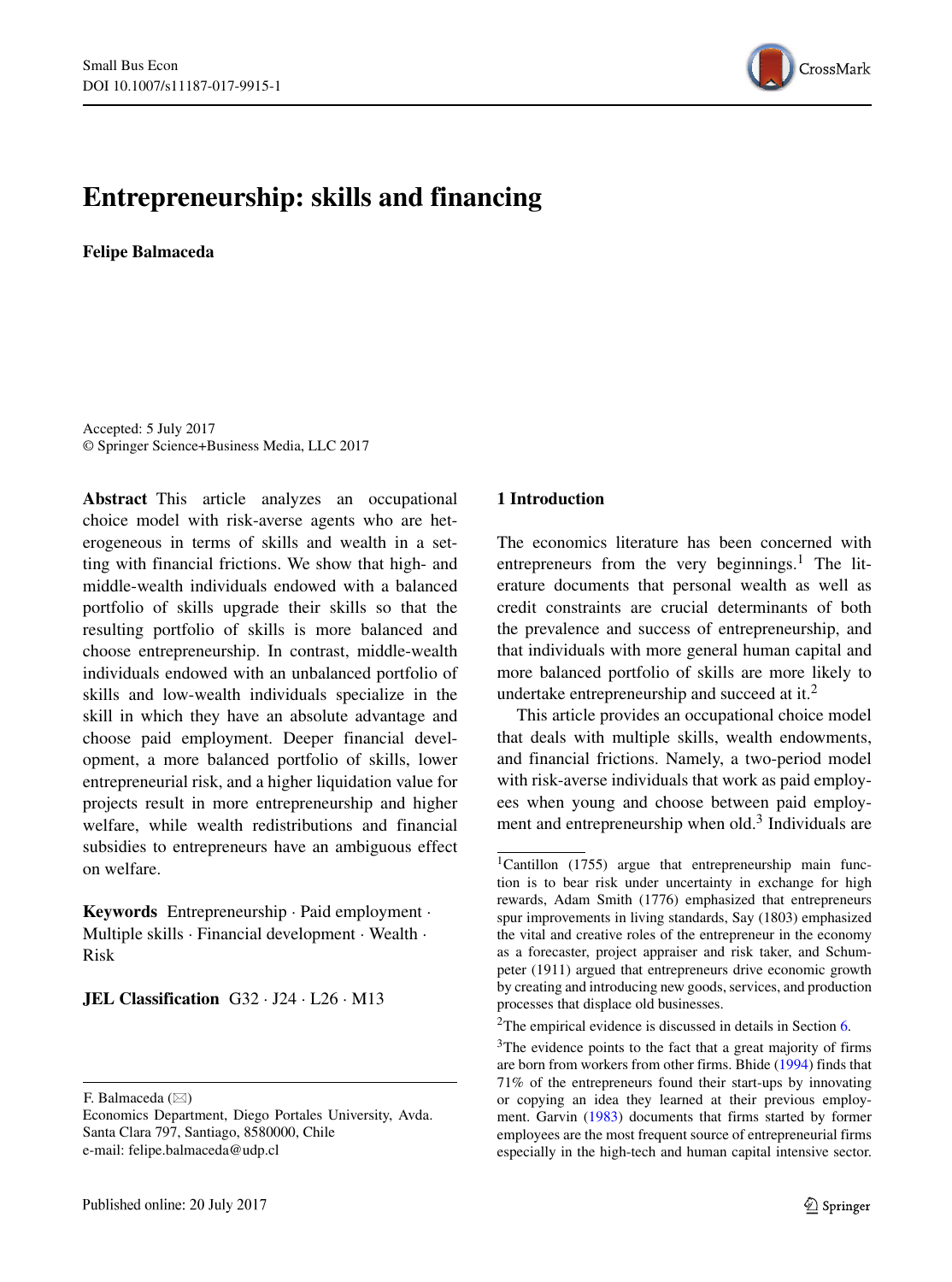# Entrepreneurship: skills and financing

**Felipe Balmaceda**

Accepted: 5 July 2017
© Springer Science+Business Media, LLC 2017

**Abstract** This article analyzes an occupational choice model with risk-averse agents who are heterogeneous in terms of skills and wealth in a setting with financial frictions. We show that high- and middle-wealth individuals endowed with a balanced portfolio of skills upgrade their skills so that the resulting portfolio of skills is more balanced and choose entrepreneurship. In contrast, middle-wealth individuals endowed with an unbalanced portfolio of skills and low-wealth individuals specialize in the skill in which they have an absolute advantage and choose paid employment. Deeper financial development, a more balanced portfolio of skills, lower entrepreneurial risk, and a higher liquidation value for projects result in more entrepreneurship and higher welfare, while wealth redistributions and financial subsidies to entrepreneurs have an ambiguous effect on welfare.

**Keywords** Entrepreneurship · Paid employment · Multiple skills · Financial development · Wealth · Risk

**JEL Classification** G32 · J24 · L26 · M13

F. Balmaceda (✉)
Economics Department, Diego Portales University, Avda. Santa Clara 797, Santiago, 8580000, Chile
e-mail: felipe.balmaceda@udp.cl

## 1 Introduction

The economics literature has been concerned with entrepreneurs from the very beginnings.[1] The literature documents that personal wealth as well as credit constraints are crucial determinants of both the prevalence and success of entrepreneurship, and that individuals with more general human capital and more balanced portfolio of skills are more likely to undertake entrepreneurship and succeed at it.[2]

This article provides an occupational choice model that deals with multiple skills, wealth endowments, and financial frictions. Namely, a two-period model with risk-averse individuals that work as paid employees when young and choose between paid employment and entrepreneurship when old.[3] Individuals are

[1] Cantillon (1755) argue that entrepreneurship main function is to bear risk under uncertainty in exchange for high rewards, Adam Smith (1776) emphasized that entrepreneurs spur improvements in living standards, Say (1803) emphasized the vital and creative roles of the entrepreneur in the economy as a forecaster, project appraiser and risk taker, and Schumpeter (1911) argued that entrepreneurs drive economic growth by creating and introducing new goods, services, and production processes that displace old businesses.

[2] The empirical evidence is discussed in details in Section 6.

[3] The evidence points to the fact that a great majority of firms are born from workers from other firms. Bhide (1994) finds that 71% of the entrepreneurs found their start-ups by innovating or copying an idea they learned at their previous employment. Garvin (1983) documents that firms started by former employees are the most frequent source of entrepreneurial firms especially in the high-tech and human capital intensive sector.

Published online: 20 July 2017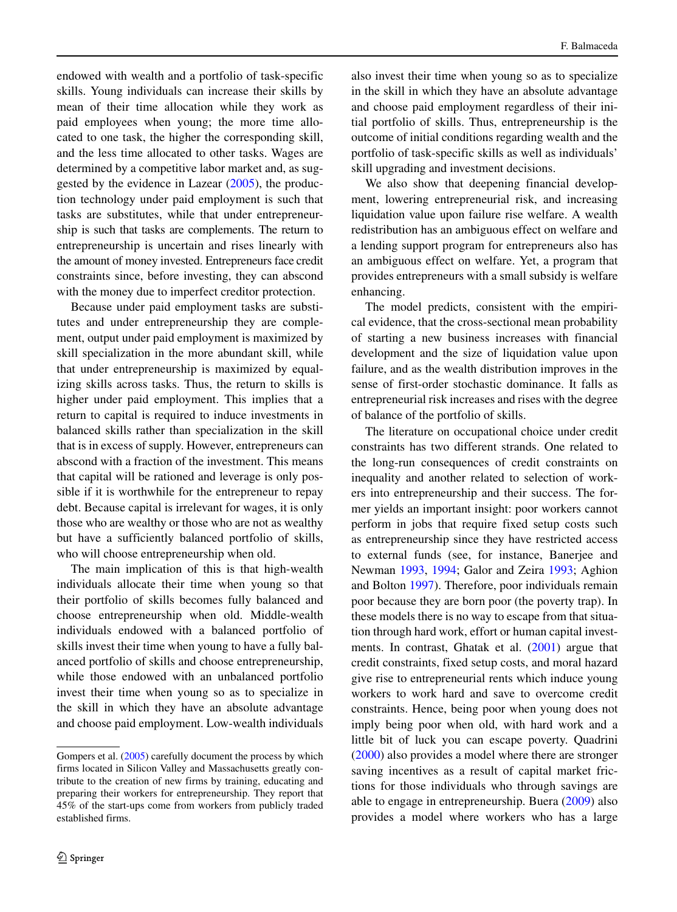endowed with wealth and a portfolio of task-specific skills. Young individuals can increase their skills by mean of their time allocation while they work as paid employees when young; the more time allocated to one task, the higher the corresponding skill, and the less time allocated to other tasks. Wages are determined by a competitive labor market and, as suggested by the evidence in Lazear (2005), the production technology under paid employment is such that tasks are substitutes, while that under entrepreneurship is such that tasks are complements. The return to entrepreneurship is uncertain and rises linearly with the amount of money invested. Entrepreneurs face credit constraints since, before investing, they can abscond with the money due to imperfect creditor protection.

Because under paid employment tasks are substitutes and under entrepreneurship they are complement, output under paid employment is maximized by skill specialization in the more abundant skill, while that under entrepreneurship is maximized by equalizing skills across tasks. Thus, the return to skills is higher under paid employment. This implies that a return to capital is required to induce investments in balanced skills rather than specialization in the skill that is in excess of supply. However, entrepreneurs can abscond with a fraction of the investment. This means that capital will be rationed and leverage is only possible if it is worthwhile for the entrepreneur to repay debt. Because capital is irrelevant for wages, it is only those who are wealthy or those who are not as wealthy but have a sufficiently balanced portfolio of skills, who will choose entrepreneurship when old.

The main implication of this is that high-wealth individuals allocate their time when young so that their portfolio of skills becomes fully balanced and choose entrepreneurship when old. Middle-wealth individuals endowed with a balanced portfolio of skills invest their time when young to have a fully balanced portfolio of skills and choose entrepreneurship, while those endowed with an unbalanced portfolio invest their time when young so as to specialize in the skill in which they have an absolute advantage and choose paid employment. Low-wealth individuals also invest their time when young so as to specialize in the skill in which they have an absolute advantage and choose paid employment regardless of their initial portfolio of skills. Thus, entrepreneurship is the outcome of initial conditions regarding wealth and the portfolio of task-specific skills as well as individuals' skill upgrading and investment decisions.

We also show that deepening financial development, lowering entrepreneurial risk, and increasing liquidation value upon failure rise welfare. A wealth redistribution has an ambiguous effect on welfare and a lending support program for entrepreneurs also has an ambiguous effect on welfare. Yet, a program that provides entrepreneurs with a small subsidy is welfare enhancing.

The model predicts, consistent with the empirical evidence, that the cross-sectional mean probability of starting a new business increases with financial development and the size of liquidation value upon failure, and as the wealth distribution improves in the sense of first-order stochastic dominance. It falls as entrepreneurial risk increases and rises with the degree of balance of the portfolio of skills.

The literature on occupational choice under credit constraints has two different strands. One related to the long-run consequences of credit constraints on inequality and another related to selection of workers into entrepreneurship and their success. The former yields an important insight: poor workers cannot perform in jobs that require fixed setup costs such as entrepreneurship since they have restricted access to external funds (see, for instance, Banerjee and Newman 1993, 1994; Galor and Zeira 1993; Aghion and Bolton 1997). Therefore, poor individuals remain poor because they are born poor (the poverty trap). In these models there is no way to escape from that situation through hard work, effort or human capital investments. In contrast, Ghatak et al. (2001) argue that credit constraints, fixed setup costs, and moral hazard give rise to entrepreneurial rents which induce young workers to work hard and save to overcome credit constraints. Hence, being poor when young does not imply being poor when old, with hard work and a little bit of luck you can escape poverty. Quadrini (2000) also provides a model where there are stronger saving incentives as a result of capital market frictions for those individuals who through savings are able to engage in entrepreneurship. Buera (2009) also provides a model where workers who has a large

Gompers et al. (2005) carefully document the process by which firms located in Silicon Valley and Massachusetts greatly contribute to the creation of new firms by training, educating and preparing their workers for entrepreneurship. They report that 45% of the start-ups come from workers from publicly traded established firms.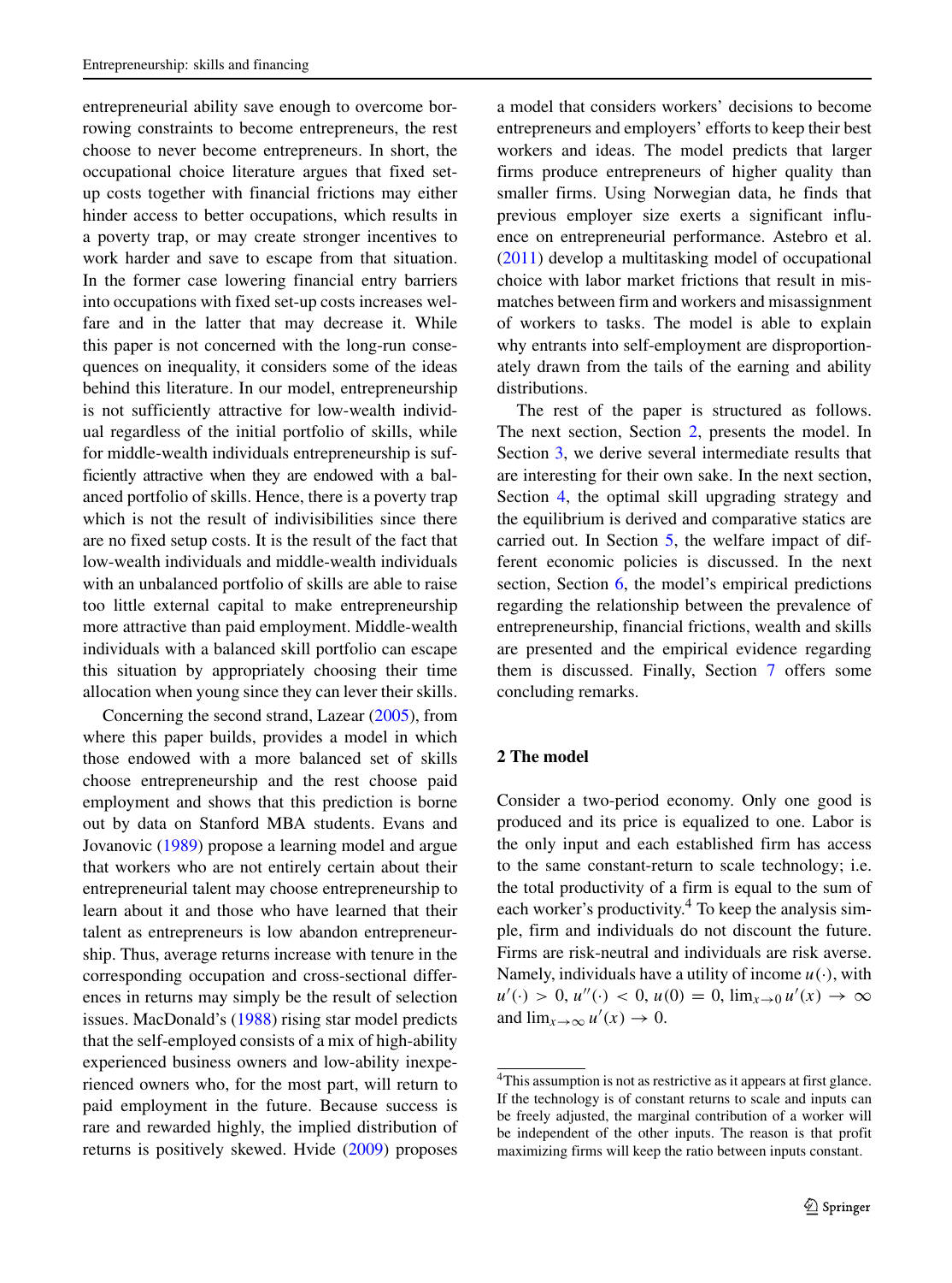entrepreneurial ability save enough to overcome borrowing constraints to become entrepreneurs, the rest choose to never become entrepreneurs. In short, the occupational choice literature argues that fixed set-up costs together with financial frictions may either hinder access to better occupations, which results in a poverty trap, or may create stronger incentives to work harder and save to escape from that situation. In the former case lowering financial entry barriers into occupations with fixed set-up costs increases welfare and in the latter that may decrease it. While this paper is not concerned with the long-run consequences on inequality, it considers some of the ideas behind this literature. In our model, entrepreneurship is not sufficiently attractive for low-wealth individual regardless of the initial portfolio of skills, while for middle-wealth individuals entrepreneurship is sufficiently attractive when they are endowed with a balanced portfolio of skills. Hence, there is a poverty trap which is not the result of indivisibilities since there are no fixed setup costs. It is the result of the fact that low-wealth individuals and middle-wealth individuals with an unbalanced portfolio of skills are able to raise too little external capital to make entrepreneurship more attractive than paid employment. Middle-wealth individuals with a balanced skill portfolio can escape this situation by appropriately choosing their time allocation when young since they can lever their skills.

Concerning the second strand, Lazear (2005), from where this paper builds, provides a model in which those endowed with a more balanced set of skills choose entrepreneurship and the rest choose paid employment and shows that this prediction is borne out by data on Stanford MBA students. Evans and Jovanovic (1989) propose a learning model and argue that workers who are not entirely certain about their entrepreneurial talent may choose entrepreneurship to learn about it and those who have learned that their talent as entrepreneurs is low abandon entrepreneurship. Thus, average returns increase with tenure in the corresponding occupation and cross-sectional differences in returns may simply be the result of selection issues. MacDonald's (1988) rising star model predicts that the self-employed consists of a mix of high-ability experienced business owners and low-ability inexperienced owners who, for the most part, will return to paid employment in the future. Because success is rare and rewarded highly, the implied distribution of returns is positively skewed. Hvide (2009) proposes a model that considers workers' decisions to become entrepreneurs and employers' efforts to keep their best workers and ideas. The model predicts that larger firms produce entrepreneurs of higher quality than smaller firms. Using Norwegian data, he finds that previous employer size exerts a significant influence on entrepreneurial performance. Astebro et al. (2011) develop a multitasking model of occupational choice with labor market frictions that result in mismatches between firm and workers and misassignment of workers to tasks. The model is able to explain why entrants into self-employment are disproportionately drawn from the tails of the earning and ability distributions.

The rest of the paper is structured as follows. The next section, Section 2, presents the model. In Section 3, we derive several intermediate results that are interesting for their own sake. In the next section, Section 4, the optimal skill upgrading strategy and the equilibrium is derived and comparative statics are carried out. In Section 5, the welfare impact of different economic policies is discussed. In the next section, Section 6, the model's empirical predictions regarding the relationship between the prevalence of entrepreneurship, financial frictions, wealth and skills are presented and the empirical evidence regarding them is discussed. Finally, Section 7 offers some concluding remarks.

## 2 The model

Consider a two-period economy. Only one good is produced and its price is equalized to one. Labor is the only input and each established firm has access to the same constant-return to scale technology; i.e. the total productivity of a firm is equal to the sum of each worker's productivity.[4] To keep the analysis simple, firm and individuals do not discount the future. Firms are risk-neutral and individuals are risk averse. Namely, individuals have a utility of income $u(\cdot)$, with $u'(\cdot) > 0$, $u''(\cdot) < 0$, $u(0) = 0$, $\lim_{x\to 0} u'(x) \to \infty$ and $\lim_{x\to\infty} u'(x) \to 0$.

[4] This assumption is not as restrictive as it appears at first glance. If the technology is of constant returns to scale and inputs can be freely adjusted, the marginal contribution of a worker will be independent of the other inputs. The reason is that profit maximizing firms will keep the ratio between inputs constant.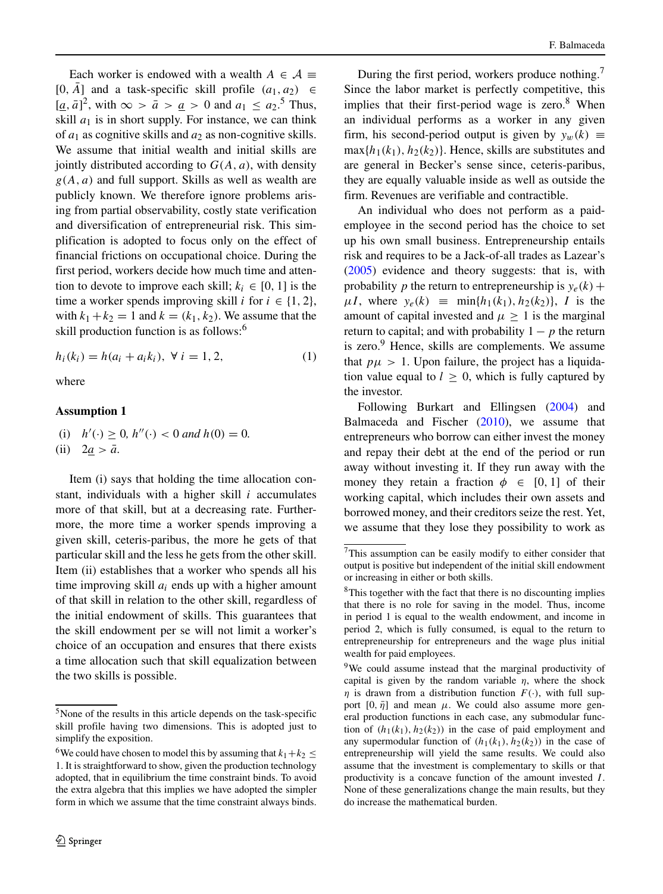Each worker is endowed with a wealth $A \in \mathcal{A} \equiv [0, \bar{A}]$ and a task-specific skill profile $(a_1, a_2) \in [\underline{a}, \bar{a}]^2$, with $\infty > \bar{a} > \underline{a} > 0$ and $a_1 \leq a_2$.[5] Thus, skill $a_1$ is in short supply. For instance, we can think of $a_1$ as cognitive skills and $a_2$ as non-cognitive skills. We assume that initial wealth and initial skills are jointly distributed according to $G(A, a)$, with density $g(A, a)$ and full support. Skills as well as wealth are publicly known. We therefore ignore problems arising from partial observability, costly state verification and diversification of entrepreneurial risk. This simplification is adopted to focus only on the effect of financial frictions on occupational choice. During the first period, workers decide how much time and attention to devote to improve each skill; $k_i \in [0, 1]$ is the time a worker spends improving skill $i$ for $i \in \{1, 2\}$, with $k_1 + k_2 = 1$ and $k = (k_1, k_2)$. We assume that the skill production function is as follows:[6]

$$h_i(k_i) = h(a_i + a_i k_i), \ \forall \ i = 1, 2, \tag{1}$$

where

**Assumption 1**

(i) $h'(\cdot) \geq 0$, $h''(\cdot) < 0$ *and* $h(0) = 0$.
(ii) $2\underline{a} > \bar{a}$.

Item (i) says that holding the time allocation constant, individuals with a higher skill $i$ accumulates more of that skill, but at a decreasing rate. Furthermore, the more time a worker spends improving a given skill, ceteris-paribus, the more he gets of that particular skill and the less he gets from the other skill. Item (ii) establishes that a worker who spends all his time improving skill $a_i$ ends up with a higher amount of that skill in relation to the other skill, regardless of the initial endowment of skills. This guarantees that the skill endowment per se will not limit a worker's choice of an occupation and ensures that there exists a time allocation such that skill equalization between the two skills is possible.

During the first period, workers produce nothing.[7] Since the labor market is perfectly competitive, this implies that their first-period wage is zero.[8] When an individual performs as a worker in any given firm, his second-period output is given by $y_w(k) \equiv \max\{h_1(k_1), h_2(k_2)\}$. Hence, skills are substitutes and are general in Becker's sense since, ceteris-paribus, they are equally valuable inside as well as outside the firm. Revenues are verifiable and contractible.

An individual who does not perform as a paid-employee in the second period has the choice to set up his own small business. Entrepreneurship entails risk and requires to be a Jack-of-all trades as Lazear's (2005) evidence and theory suggests: that is, with probability $p$ the return to entrepreneurship is $y_e(k) + \mu I$, where $y_e(k) \equiv \min\{h_1(k_1), h_2(k_2)\}$, $I$ is the amount of capital invested and $\mu \geq 1$ is the marginal return to capital; and with probability $1 - p$ the return is zero.[9] Hence, skills are complements. We assume that $p\mu > 1$. Upon failure, the project has a liquidation value equal to $l \geq 0$, which is fully captured by the investor.

Following Burkart and Ellingsen (2004) and Balmaceda and Fischer (2010), we assume that entrepreneurs who borrow can either invest the money and repay their debt at the end of the period or run away without investing it. If they run away with the money they retain a fraction $\phi \in [0, 1]$ of their working capital, which includes their own assets and borrowed money, and their creditors seize the rest. Yet, we assume that they lose they possibility to work as

---

[5] None of the results in this article depends on the task-specific skill profile having two dimensions. This is adopted just to simplify the exposition.

[6] We could have chosen to model this by assuming that $k_1 + k_2 \leq 1$. It is straightforward to show, given the production technology adopted, that in equilibrium the time constraint binds. To avoid the extra algebra that this implies we have adopted the simpler form in which we assume that the time constraint always binds.

[7] This assumption can be easily modify to either consider that output is positive but independent of the initial skill endowment or increasing in either or both skills.

[8] This together with the fact that there is no discounting implies that there is no role for saving in the model. Thus, income in period 1 is equal to the wealth endowment, and income in period 2, which is fully consumed, is equal to the return to entrepreneurship for entrepreneurs and the wage plus initial wealth for paid employees.

[9] We could assume instead that the marginal productivity of capital is given by the random variable $\eta$, where the shock $\eta$ is drawn from a distribution function $F(\cdot)$, with full support $[0, \bar{\eta}]$ and mean $\mu$. We could also assume more general production functions in each case, any submodular function of $(h_1(k_1), h_2(k_2))$ in the case of paid employment and any supermodular function of $(h_1(k_1), h_2(k_2))$ in the case of entrepreneurship will yield the same results. We could also assume that the investment is complementary to skills or that productivity is a concave function of the amount invested $I$. None of these generalizations change the main results, but they do increase the mathematical burden.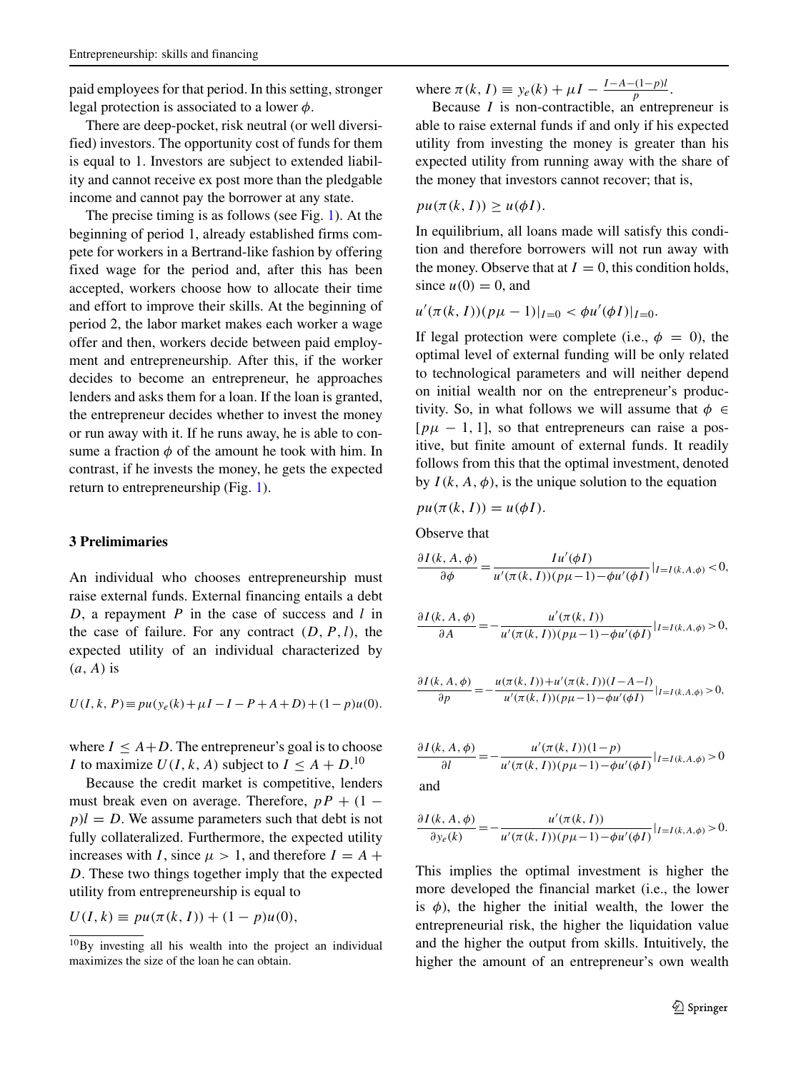paid employees for that period. In this setting, stronger legal protection is associated to a lower $\phi$.

There are deep-pocket, risk neutral (or well diversified) investors. The opportunity cost of funds for them is equal to 1. Investors are subject to extended liability and cannot receive ex post more than the pledgable income and cannot pay the borrower at any state.

The precise timing is as follows (see Fig. 1). At the beginning of period 1, already established firms compete for workers in a Bertrand-like fashion by offering fixed wage for the period and, after this has been accepted, workers choose how to allocate their time and effort to improve their skills. At the beginning of period 2, the labor market makes each worker a wage offer and then, workers decide between paid employment and entrepreneurship. After this, if the worker decides to become an entrepreneur, he approaches lenders and asks them for a loan. If the loan is granted, the entrepreneur decides whether to invest the money or run away with it. If he runs away, he is able to consume a fraction $\phi$ of the amount he took with him. In contrast, if he invests the money, he gets the expected return to entrepreneurship (Fig. 1).

## 3 Prelimimaries

An individual who chooses entrepreneurship must raise external funds. External financing entails a debt $D$, a repayment $P$ in the case of success and $l$ in the case of failure. For any contract $(D, P, l)$, the expected utility of an individual characterized by $(a, A)$ is

$$U(I, k, P) \equiv pu(y_e(k) + \mu I - I - P + A + D) + (1-p)u(0).$$

where $I \leq A+D$. The entrepreneur's goal is to choose $I$ to maximize $U(I, k, A)$ subject to $I \leq A + D$.[10]

Because the credit market is competitive, lenders must break even on average. Therefore, $pP + (1-p)l = D$. We assume parameters such that debt is not fully collateralized. Furthermore, the expected utility increases with $I$, since $\mu > 1$, and therefore $I = A + D$. These two things together imply that the expected utility from entrepreneurship is equal to

$$U(I, k) \equiv pu(\pi(k, I)) + (1-p)u(0),$$

where $\pi(k, I) \equiv y_e(k) + \mu I - \frac{I - A - (1-p)l}{p}$.

Because $I$ is non-contractible, an entrepreneur is able to raise external funds if and only if his expected utility from investing the money is greater than his expected utility from running away with the share of the money that investors cannot recover; that is,

$$pu(\pi(k, I)) \geq u(\phi I).$$

In equilibrium, all loans made will satisfy this condition and therefore borrowers will not run away with the money. Observe that at $I = 0$, this condition holds, since $u(0) = 0$, and

$$u'(\pi(k, I))(p\mu - 1)|_{I=0} < \phi u'(\phi I)|_{I=0}.$$

If legal protection were complete (i.e., $\phi = 0$), the optimal level of external funding will be only related to technological parameters and will neither depend on initial wealth nor on the entrepreneur's productivity. So, in what follows we will assume that $\phi \in [p\mu - 1, 1]$, so that entrepreneurs can raise a positive, but finite amount of external funds. It readily follows from this that the optimal investment, denoted by $I(k, A, \phi)$, is the unique solution to the equation

$$pu(\pi(k, I)) = u(\phi I).$$

Observe that

$$\frac{\partial I(k, A, \phi)}{\partial \phi} = \frac{Iu'(\phi I)}{u'(\pi(k, I))(p\mu - 1) - \phi u'(\phi I)}|_{I=I(k,A,\phi)} < 0,$$

$$\frac{\partial I(k, A, \phi)}{\partial A} = -\frac{u'(\pi(k, I))}{u'(\pi(k, I))(p\mu - 1) - \phi u'(\phi I)}|_{I=I(k,A,\phi)} > 0,$$

$$\frac{\partial I(k, A, \phi)}{\partial p} = -\frac{u(\pi(k, I)) + u'(\pi(k, I))(I - A - l)}{u'(\pi(k, I))(p\mu - 1) - \phi u'(\phi I)}|_{I=I(k,A,\phi)} > 0,$$

$$\frac{\partial I(k, A, \phi)}{\partial l} = -\frac{u'(\pi(k, I))(1-p)}{u'(\pi(k, I))(p\mu - 1) - \phi u'(\phi I)}|_{I=I(k,A,\phi)} > 0$$

and

$$\frac{\partial I(k, A, \phi)}{\partial y_e(k)} = -\frac{u'(\pi(k, I))}{u'(\pi(k, I))(p\mu - 1) - \phi u'(\phi I)}|_{I=I(k,A,\phi)} > 0.$$

This implies the optimal investment is higher the more developed the financial market (i.e., the lower is $\phi$), the higher the initial wealth, the lower the entrepreneurial risk, the higher the liquidation value and the higher the output from skills. Intuitively, the higher the amount of an entrepreneur's own wealth

[10] By investing all his wealth into the project an individual maximizes the size of the loan he can obtain.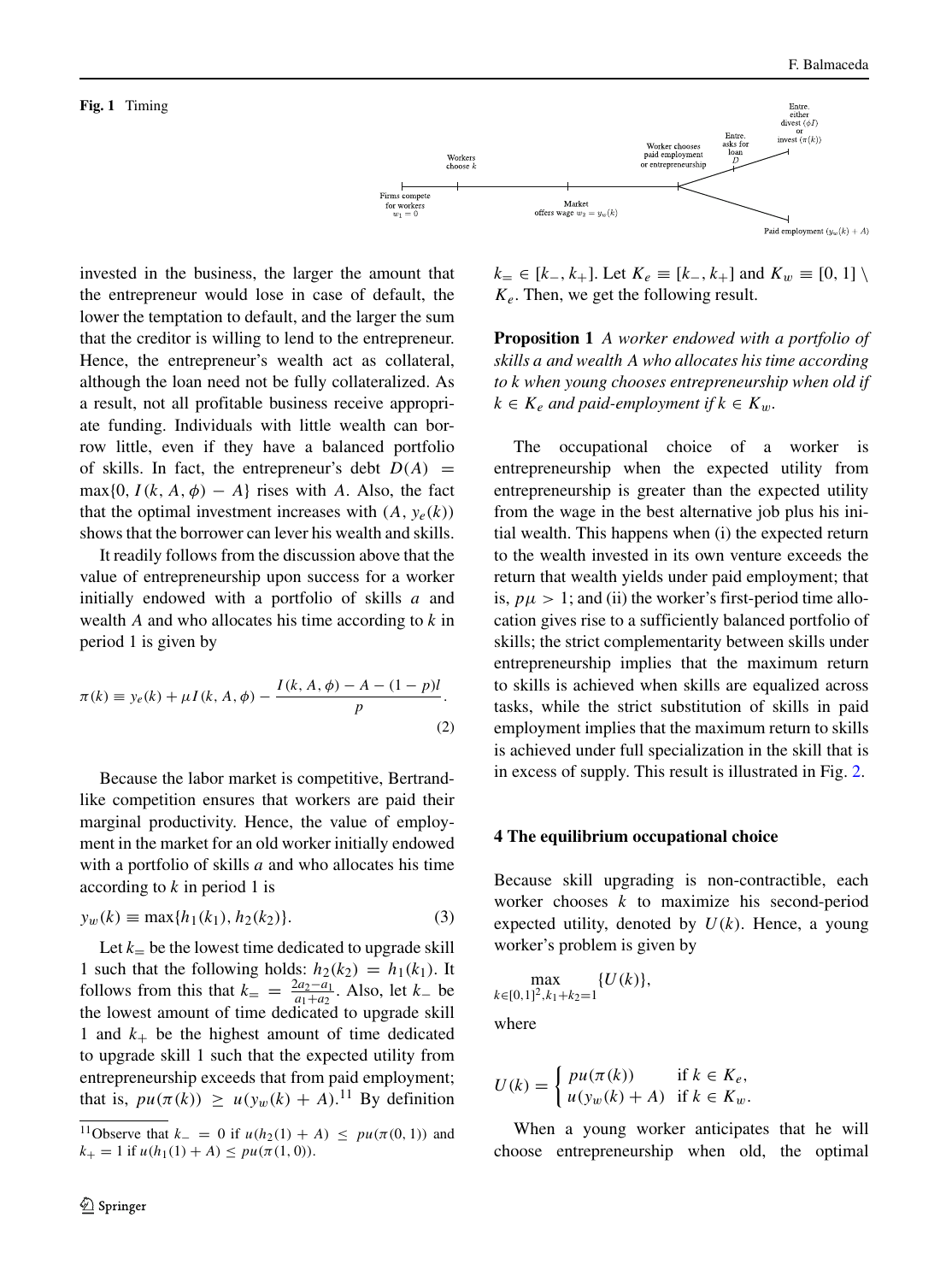**Fig. 1** Timing

invested in the business, the larger the amount that the entrepreneur would lose in case of default, the lower the temptation to default, and the larger the sum that the creditor is willing to lend to the entrepreneur. Hence, the entrepreneur's wealth act as collateral, although the loan need not be fully collateralized. As a result, not all profitable business receive appropriate funding. Individuals with little wealth can borrow little, even if they have a balanced portfolio of skills. In fact, the entrepreneur's debt $D(A) = \max\{0, I(k, A, \phi) - A\}$ rises with $A$. Also, the fact that the optimal investment increases with $(A, y_e(k))$ shows that the borrower can lever his wealth and skills.

It readily follows from the discussion above that the value of entrepreneurship upon success for a worker initially endowed with a portfolio of skills $a$ and wealth $A$ and who allocates his time according to $k$ in period 1 is given by

$$\pi(k) \equiv y_e(k) + \mu I(k, A, \phi) - \frac{I(k, A, \phi) - A - (1-p)l}{p}. \tag{2}$$

Because the labor market is competitive, Bertrand-like competition ensures that workers are paid their marginal productivity. Hence, the value of employment in the market for an old worker initially endowed with a portfolio of skills $a$ and who allocates his time according to $k$ in period 1 is

$$y_w(k) \equiv \max\{h_1(k_1), h_2(k_2)\}. \tag{3}$$

Let $k_=$ be the lowest time dedicated to upgrade skill 1 such that the following holds: $h_2(k_2) = h_1(k_1)$. It follows from this that $k_= = \frac{2a_2 - a_1}{a_1 + a_2}$. Also, let $k_-$ be the lowest amount of time dedicated to upgrade skill 1 and $k_+$ be the highest amount of time dedicated to upgrade skill 1 such that the expected utility from entrepreneurship exceeds that from paid employment; that is, $pu(\pi(k)) \geq u(y_w(k) + A)$.[11] By definition $k_= \in [k_-, k_+]$. Let $K_e \equiv [k_-, k_+]$ and $K_w \equiv [0, 1] \setminus K_e$. Then, we get the following result.

**Proposition 1** *A worker endowed with a portfolio of skills a and wealth A who allocates his time according to k when young chooses entrepreneurship when old if $k \in K_e$ and paid-employment if $k \in K_w$.*

The occupational choice of a worker is entrepreneurship when the expected utility from entrepreneurship is greater than the expected utility from the wage in the best alternative job plus his initial wealth. This happens when (i) the expected return to the wealth invested in its own venture exceeds the return that wealth yields under paid employment; that is, $p\mu > 1$; and (ii) the worker's first-period time allocation gives rise to a sufficiently balanced portfolio of skills; the strict complementarity between skills under entrepreneurship implies that the maximum return to skills is achieved when skills are equalized across tasks, while the strict substitution of skills in paid employment implies that the maximum return to skills is achieved under full specialization in the skill that is in excess of supply. This result is illustrated in Fig. 2.

## 4 The equilibrium occupational choice

Because skill upgrading is non-contractible, each worker chooses $k$ to maximize his second-period expected utility, denoted by $U(k)$. Hence, a young worker's problem is given by

$$\max_{k \in [0,1]^2, k_1 + k_2 = 1} \{U(k)\},$$

where

$$U(k) = \begin{cases} pu(\pi(k)) & \text{if } k \in K_e, \\ u(y_w(k) + A) & \text{if } k \in K_w. \end{cases}$$

When a young worker anticipates that he will choose entrepreneurship when old, the optimal

[11] Observe that $k_- = 0$ if $u(h_2(1) + A) \leq pu(\pi(0, 1))$ and $k_+ = 1$ if $u(h_1(1) + A) \leq pu(\pi(1, 0))$.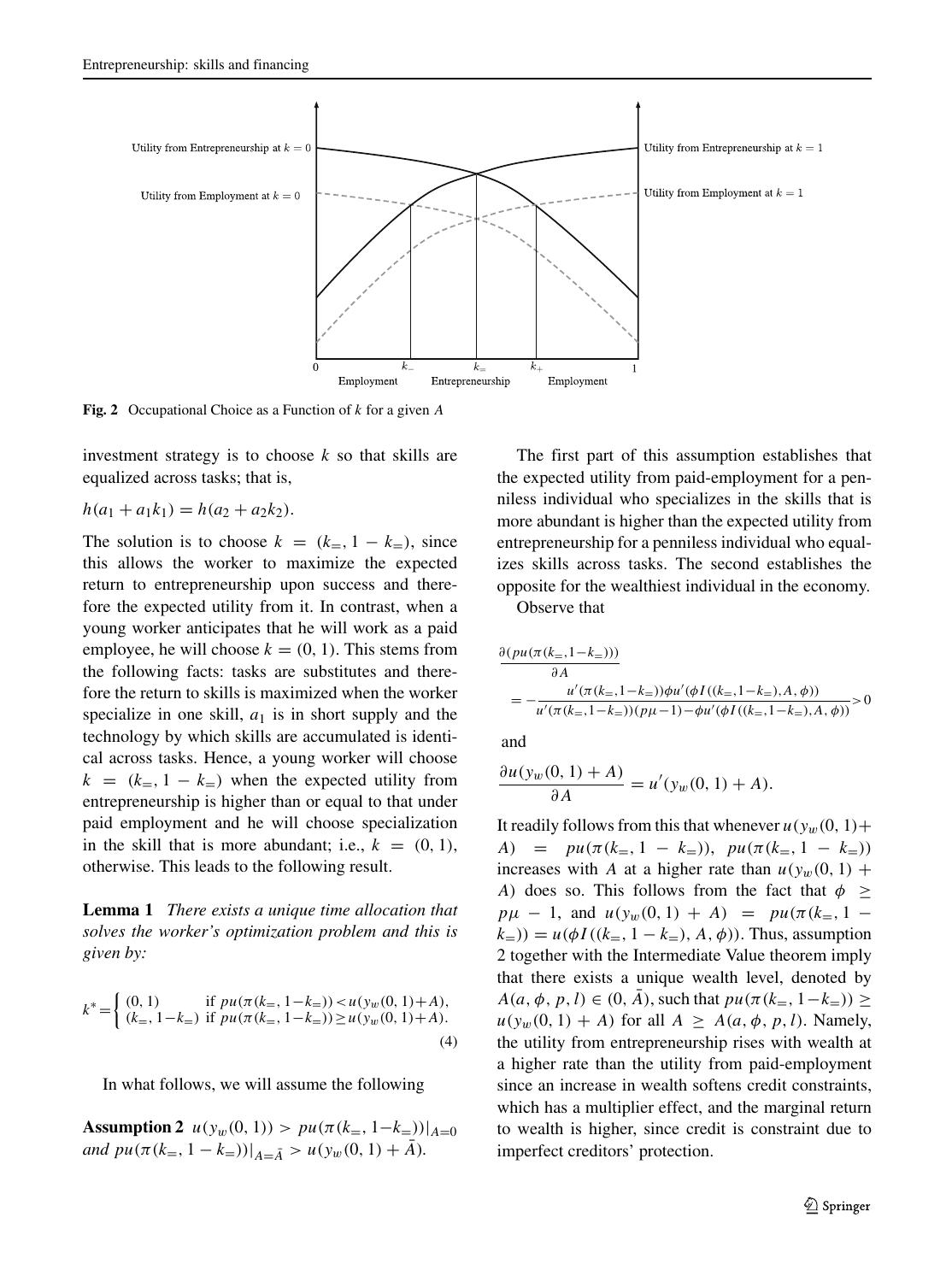Fig. 2 Occupational Choice as a Function of $k$ for a given $A$

investment strategy is to choose $k$ so that skills are equalized across tasks; that is,

$$h(a_1 + a_1 k_1) = h(a_2 + a_2 k_2).$$

The solution is to choose $k = (k_=, 1 - k_=)$, since this allows the worker to maximize the expected return to entrepreneurship upon success and therefore the expected utility from it. In contrast, when a young worker anticipates that he will work as a paid employee, he will choose $k = (0, 1)$. This stems from the following facts: tasks are substitutes and therefore the return to skills is maximized when the worker specialize in one skill, $a_1$ is in short supply and the technology by which skills are accumulated is identical across tasks. Hence, a young worker will choose $k = (k_=, 1 - k_=)$ when the expected utility from entrepreneurship is higher than or equal to that under paid employment and he will choose specialization in the skill that is more abundant; i.e., $k = (0, 1)$, otherwise. This leads to the following result.

**Lemma 1** *There exists a unique time allocation that solves the worker's optimization problem and this is given by:*

$$k^* = \begin{cases} (0,1) & \text{if } pu(\pi(k_=, 1-k_=)) < u(y_w(0,1)+A), \\ (k_=, 1-k_=) & \text{if } pu(\pi(k_=, 1-k_=)) \geq u(y_w(0,1)+A). \end{cases} \tag{4}$$

In what follows, we will assume the following

**Assumption 2** $u(y_w(0,1)) > pu(\pi(k_=, 1-k_=))|_{A=0}$ *and* $pu(\pi(k_=, 1-k_=))|_{A=\bar{A}} > u(y_w(0,1)+\bar{A})$.

The first part of this assumption establishes that the expected utility from paid-employment for a penniless individual who specializes in the skills that is more abundant is higher than the expected utility from entrepreneurship for a penniless individual who equalizes skills across tasks. The second establishes the opposite for the wealthiest individual in the economy.

Observe that

$$\frac{\partial(pu(\pi(k_=, 1-k_=)))}{\partial A} = -\frac{u'(\pi(k_=, 1-k_=))\phi u'(\phi I((k_=, 1-k_=), A, \phi))}{u'(\pi(k_=, 1-k_=))(p\mu - 1) - \phi u'(\phi I((k_=, 1-k_=), A, \phi))} > 0$$

and

$$\frac{\partial u(y_w(0,1)+A)}{\partial A} = u'(y_w(0,1)+A).$$

It readily follows from this that whenever $u(y_w(0,1) + A) = pu(\pi(k_=, 1-k_=))$, $pu(\pi(k_=, 1-k_=))$ increases with $A$ at a higher rate than $u(y_w(0,1)+A)$ does so. This follows from the fact that $\phi \geq p\mu - 1$, and $u(y_w(0,1)+A) = pu(\pi(k_=, 1-k_=)) = u(\phi I((k_=, 1-k_=), A, \phi))$. Thus, assumption 2 together with the Intermediate Value theorem imply that there exists a unique wealth level, denoted by $A(a, \phi, p, l) \in (0, \bar{A})$, such that $pu(\pi(k_=, 1-k_=)) \geq u(y_w(0,1)+A)$ for all $A \geq A(a, \phi, p, l)$. Namely, the utility from entrepreneurship rises with wealth at a higher rate than the utility from paid-employment since an increase in wealth softens credit constraints, which has a multiplier effect, and the marginal return to wealth is higher, since credit is constraint due to imperfect creditors' protection.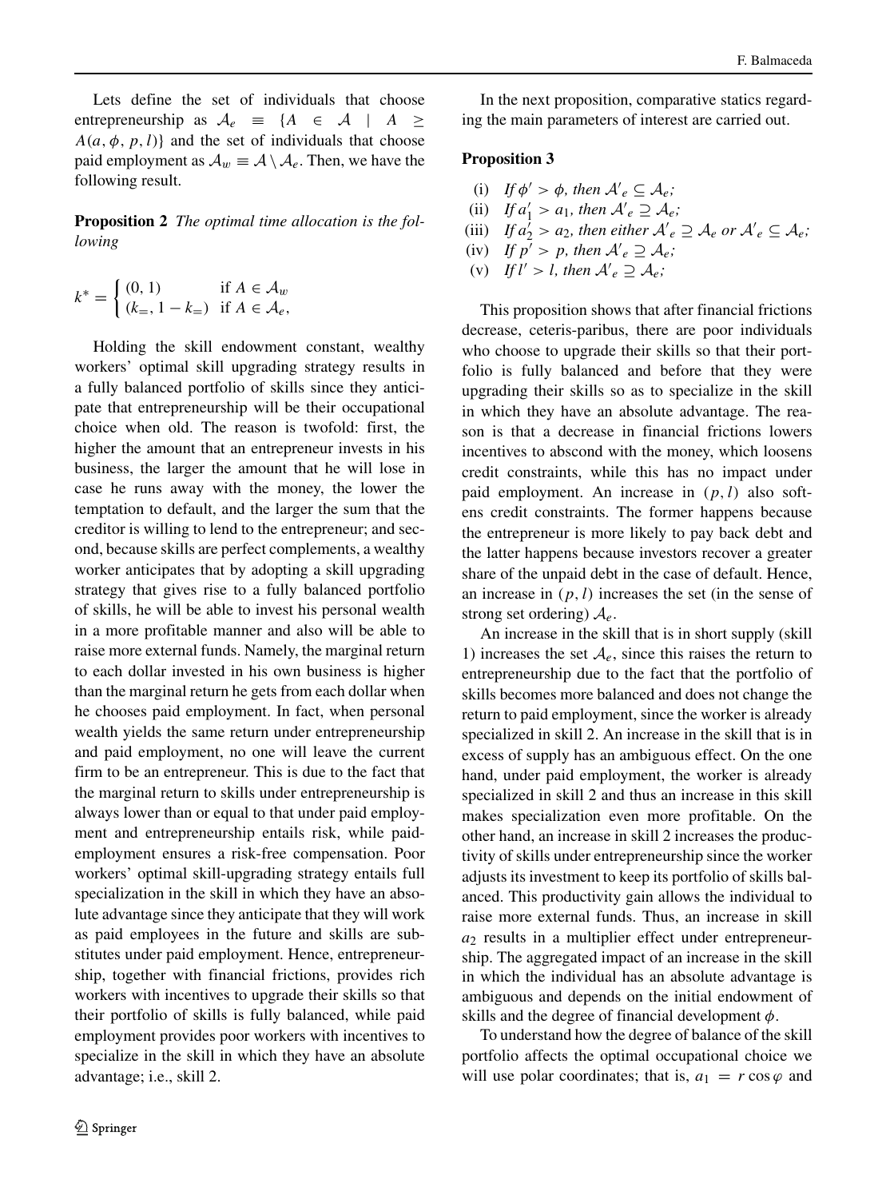Lets define the set of individuals that choose entrepreneurship as $\mathcal{A}_e \equiv \{A \in \mathcal{A} \mid A \geq A(a, \phi, p, l)\}$ and the set of individuals that choose paid employment as $\mathcal{A}_w \equiv \mathcal{A} \setminus \mathcal{A}_e$. Then, we have the following result.

**Proposition 2** *The optimal time allocation is the following*

$$k^* = \begin{cases} (0, 1) & \text{if } A \in \mathcal{A}_w \\ (k_=, 1 - k_=) & \text{if } A \in \mathcal{A}_e, \end{cases}$$

Holding the skill endowment constant, wealthy workers' optimal skill upgrading strategy results in a fully balanced portfolio of skills since they anticipate that entrepreneurship will be their occupational choice when old. The reason is twofold: first, the higher the amount that an entrepreneur invests in his business, the larger the amount that he will lose in case he runs away with the money, the lower the temptation to default, and the larger the sum that the creditor is willing to lend to the entrepreneur; and second, because skills are perfect complements, a wealthy worker anticipates that by adopting a skill upgrading strategy that gives rise to a fully balanced portfolio of skills, he will be able to invest his personal wealth in a more profitable manner and also will be able to raise more external funds. Namely, the marginal return to each dollar invested in his own business is higher than the marginal return he gets from each dollar when he chooses paid employment. In fact, when personal wealth yields the same return under entrepreneurship and paid employment, no one will leave the current firm to be an entrepreneur. This is due to the fact that the marginal return to skills under entrepreneurship is always lower than or equal to that under paid employment and entrepreneurship entails risk, while paid-employment ensures a risk-free compensation. Poor workers' optimal skill-upgrading strategy entails full specialization in the skill in which they have an absolute advantage since they anticipate that they will work as paid employees in the future and skills are substitutes under paid employment. Hence, entrepreneurship, together with financial frictions, provides rich workers with incentives to upgrade their skills so that their portfolio of skills is fully balanced, while paid employment provides poor workers with incentives to specialize in the skill in which they have an absolute advantage; i.e., skill 2.

In the next proposition, comparative statics regarding the main parameters of interest are carried out.

**Proposition 3**

(i) *If $\phi' > \phi$, then $\mathcal{A}'_e \subseteq \mathcal{A}_e$;*
(ii) *If $a'_1 > a_1$, then $\mathcal{A}'_e \supseteq \mathcal{A}_e$;*
(iii) *If $a'_2 > a_2$, then either $\mathcal{A}'_e \supseteq \mathcal{A}_e$ or $\mathcal{A}'_e \subseteq \mathcal{A}_e$;*
(iv) *If $p' > p$, then $\mathcal{A}'_e \supseteq \mathcal{A}_e$;*
(v) *If $l' > l$, then $\mathcal{A}'_e \supseteq \mathcal{A}_e$;*

This proposition shows that after financial frictions decrease, ceteris-paribus, there are poor individuals who choose to upgrade their skills so that their portfolio is fully balanced and before that they were upgrading their skills so as to specialize in the skill in which they have an absolute advantage. The reason is that a decrease in financial frictions lowers incentives to abscond with the money, which loosens credit constraints, while this has no impact under paid employment. An increase in $(p, l)$ also softens credit constraints. The former happens because the entrepreneur is more likely to pay back debt and the latter happens because investors recover a greater share of the unpaid debt in the case of default. Hence, an increase in $(p, l)$ increases the set (in the sense of strong set ordering) $\mathcal{A}_e$.

An increase in the skill that is in short supply (skill 1) increases the set $\mathcal{A}_e$, since this raises the return to entrepreneurship due to the fact that the portfolio of skills becomes more balanced and does not change the return to paid employment, since the worker is already specialized in skill 2. An increase in the skill that is in excess of supply has an ambiguous effect. On the one hand, under paid employment, the worker is already specialized in skill 2 and thus an increase in this skill makes specialization even more profitable. On the other hand, an increase in skill 2 increases the productivity of skills under entrepreneurship since the worker adjusts its investment to keep its portfolio of skills balanced. This productivity gain allows the individual to raise more external funds. Thus, an increase in skill $a_2$ results in a multiplier effect under entrepreneurship. The aggregated impact of an increase in the skill in which the individual has an absolute advantage is ambiguous and depends on the initial endowment of skills and the degree of financial development $\phi$.

To understand how the degree of balance of the skill portfolio affects the optimal occupational choice we will use polar coordinates; that is, $a_1 = r \cos \varphi$ and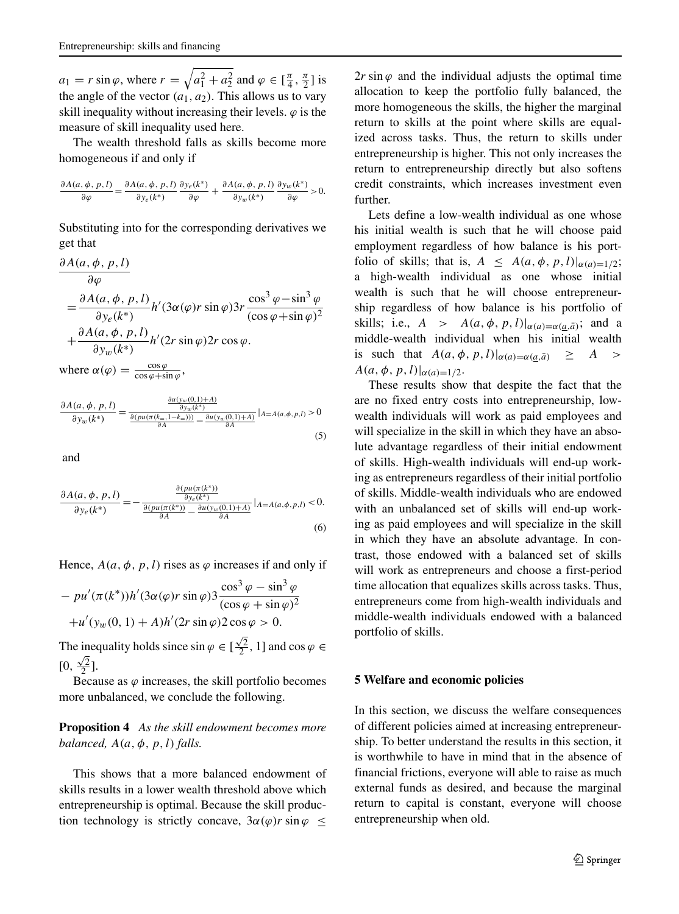$a_1 = r \sin\varphi$, where $r = \sqrt{a_1^2 + a_2^2}$ and $\varphi \in [\frac{\pi}{4}, \frac{\pi}{2}]$ is the angle of the vector $(a_1, a_2)$. This allows us to vary skill inequality without increasing their levels. $\varphi$ is the measure of skill inequality used here.

The wealth threshold falls as skills become more homogeneous if and only if

$$\frac{\partial A(a,\phi,p,l)}{\partial \varphi} = \frac{\partial A(a,\phi,p,l)}{\partial y_e(k^*)}\frac{\partial y_e(k^*)}{\partial \varphi} + \frac{\partial A(a,\phi,p,l)}{\partial y_w(k^*)}\frac{\partial y_w(k^*)}{\partial \varphi} > 0.$$

Substituting into for the corresponding derivatives we get that

$$\frac{\partial A(a,\phi,p,l)}{\partial \varphi} = \frac{\partial A(a,\phi,p,l)}{\partial y_e(k^*)} h'(3\alpha(\varphi) r \sin\varphi) 3r \frac{\cos^3\varphi - \sin^3\varphi}{(\cos\varphi + \sin\varphi)^2} + \frac{\partial A(a,\phi,p,l)}{\partial y_w(k^*)} h'(2r\sin\varphi) 2r\cos\varphi.$$

where $\alpha(\varphi) = \frac{\cos\varphi}{\cos\varphi + \sin\varphi}$,

$$\frac{\partial A(a,\phi,p,l)}{\partial y_w(k^*)} = \frac{\frac{\partial u(y_w(0,1)+A)}{\partial y_w(k^*)}}{\frac{\partial(pu(\pi(k_=,1-k_=)))}{\partial A} - \frac{\partial u(y_w(0,1)+A)}{\partial A}}\Big|_{A=A(a,\phi,p,l)} > 0 \quad (5)$$

and

$$\frac{\partial A(a,\phi,p,l)}{\partial y_e(k^*)} = -\frac{\frac{\partial(pu(\pi(k^*)))}{\partial y_e(k^*)}}{\frac{\partial(pu(\pi(k^*)))}{\partial A} - \frac{\partial u(y_w(0,1)+A)}{\partial A}}\Big|_{A=A(a,\phi,p,l)} < 0. \quad (6)$$

Hence, $A(a,\phi,p,l)$ rises as $\varphi$ increases if and only if

$$-pu'(\pi(k^*))h'(3\alpha(\varphi) r \sin\varphi) 3 \frac{\cos^3\varphi - \sin^3\varphi}{(\cos\varphi + \sin\varphi)^2} + u'(y_w(0,1) + A) h'(2r\sin\varphi) 2\cos\varphi > 0.$$

The inequality holds since $\sin\varphi \in [\frac{\sqrt{2}}{2}, 1]$ and $\cos\varphi \in [0, \frac{\sqrt{2}}{2}]$.

Because as $\varphi$ increases, the skill portfolio becomes more unbalanced, we conclude the following.

**Proposition 4** *As the skill endowment becomes more balanced, $A(a,\phi,p,l)$ falls.*

This shows that a more balanced endowment of skills results in a lower wealth threshold above which entrepreneurship is optimal. Because the skill production technology is strictly concave, $3\alpha(\varphi) r \sin\varphi \leq 2r\sin\varphi$ and the individual adjusts the optimal time allocation to keep the portfolio fully balanced, the more homogeneous the skills, the higher the marginal return to skills at the point where skills are equalized across tasks. Thus, the return to skills under entrepreneurship is higher. This not only increases the return to entrepreneurship directly but also softens credit constraints, which increases investment even further.

Lets define a low-wealth individual as one whose his initial wealth is such that he will choose paid employment regardless of how balance is his portfolio of skills; that is, $A \leq A(a,\phi,p,l)|_{\alpha(a)=1/2}$; a high-wealth individual as one whose initial wealth is such that he will choose entrepreneurship regardless of how balance is his portfolio of skills; i.e., $A > A(a,\phi,p,l)|_{\alpha(a)=\alpha(\underline{a},\bar{a})}$; and a middle-wealth individual when his initial wealth is such that $A(a,\phi,p,l)|_{\alpha(a)=\alpha(\underline{a},\bar{a})} \geq A > A(a,\phi,p,l)|_{\alpha(a)=1/2}$.

These results show that despite the fact that the are no fixed entry costs into entrepreneurship, low-wealth individuals will work as paid employees and will specialize in the skill in which they have an absolute advantage regardless of their initial endowment of skills. High-wealth individuals will end-up working as entrepreneurs regardless of their initial portfolio of skills. Middle-wealth individuals who are endowed with an unbalanced set of skills will end-up working as paid employees and will specialize in the skill in which they have an absolute advantage. In contrast, those endowed with a balanced set of skills will work as entrepreneurs and choose a first-period time allocation that equalizes skills across tasks. Thus, entrepreneurs come from high-wealth individuals and middle-wealth individuals endowed with a balanced portfolio of skills.

## 5 Welfare and economic policies

In this section, we discuss the welfare consequences of different policies aimed at increasing entrepreneurship. To better understand the results in this section, it is worthwhile to have in mind that in the absence of financial frictions, everyone will able to raise as much external funds as desired, and because the marginal return to capital is constant, everyone will choose entrepreneurship when old.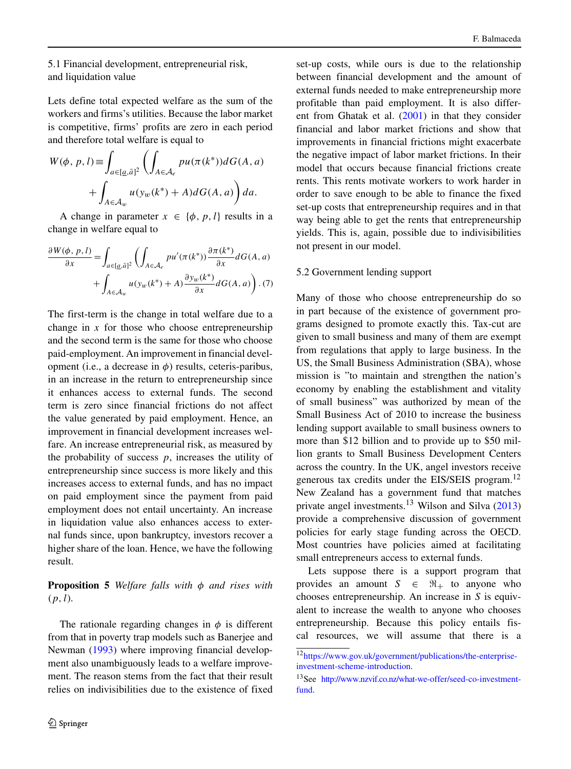### 5.1 Financial development, entrepreneurial risk, and liquidation value

Lets define total expected welfare as the sum of the workers and firms's utilities. Because the labor market is competitive, firms' profits are zero in each period and therefore total welfare is equal to

$$W(\phi, p, l) \equiv \int_{a\in[\underline{a},\bar{a}]^2} \left( \int_{A\in\mathcal{A}_e} pu(\pi(k^*)) dG(A,a) + \int_{A\in\mathcal{A}_w} u(y_w(k^*)+A) dG(A,a) \right) da.$$

A change in parameter $x \in \{\phi, p, l\}$ results in a change in welfare equal to

$$\frac{\partial W(\phi,p,l)}{\partial x} = \int_{a\in[\underline{a},\bar{a}]^2} \left( \int_{A\in\mathcal{A}_e} pu'(\pi(k^*)) \frac{\partial \pi(k^*)}{\partial x} dG(A,a) + \int_{A\in\mathcal{A}_w} u(y_w(k^*)+A) \frac{\partial y_w(k^*)}{\partial x} dG(A,a) \right). \quad (7)$$

The first-term is the change in total welfare due to a change in $x$ for those who choose entrepreneurship and the second term is the same for those who choose paid-employment. An improvement in financial development (i.e., a decrease in $\phi$) results, ceteris-paribus, in an increase in the return to entrepreneurship since it enhances access to external funds. The second term is zero since financial frictions do not affect the value generated by paid employment. Hence, an improvement in financial development increases welfare. An increase entrepreneurial risk, as measured by the probability of success $p$, increases the utility of entrepreneurship since success is more likely and this increases access to external funds, and has no impact on paid employment since the payment from paid employment does not entail uncertainty. An increase in liquidation value also enhances access to external funds since, upon bankruptcy, investors recover a higher share of the loan. Hence, we have the following result.

**Proposition 5** *Welfare falls with $\phi$ and rises with $(p, l)$.*

The rationale regarding changes in $\phi$ is different from that in poverty trap models such as Banerjee and Newman (1993) where improving financial development also unambiguously leads to a welfare improvement. The reason stems from the fact that their result relies on indivisibilities due to the existence of fixed set-up costs, while ours is due to the relationship between financial development and the amount of external funds needed to make entrepreneurship more profitable than paid employment. It is also different from Ghatak et al. (2001) in that they consider financial and labor market frictions and show that improvements in financial frictions might exacerbate the negative impact of labor market frictions. In their model that occurs because financial frictions create rents. This rents motivate workers to work harder in order to save enough to be able to finance the fixed set-up costs that entrepreneurship requires and in that way being able to get the rents that entrepreneurship yields. This is, again, possible due to indivisibilities not present in our model.

### 5.2 Government lending support

Many of those who choose entrepreneurship do so in part because of the existence of government programs designed to promote exactly this. Tax-cut are given to small business and many of them are exempt from regulations that apply to large business. In the US, the Small Business Administration (SBA), whose mission is "to maintain and strengthen the nation's economy by enabling the establishment and vitality of small business" was authorized by mean of the Small Business Act of 2010 to increase the business lending support available to small business owners to more than \$12 billion and to provide up to \$50 million grants to Small Business Development Centers across the country. In the UK, angel investors receive generous tax credits under the EIS/SEIS program.[12] New Zealand has a government fund that matches private angel investments.[13] Wilson and Silva (2013) provide a comprehensive discussion of government policies for early stage funding across the OECD. Most countries have policies aimed at facilitating small entrepreneurs access to external funds.

Lets suppose there is a support program that provides an amount $S \in \Re_+$ to anyone who chooses entrepreneurship. An increase in $S$ is equivalent to increase the wealth to anyone who chooses entrepreneurship. Because this policy entails fiscal resources, we will assume that there is a

[12] https://www.gov.uk/government/publications/the-enterprise-investment-scheme-introduction.

[13] See http://www.nzvif.co.nz/what-we-offer/seed-co-investment-fund.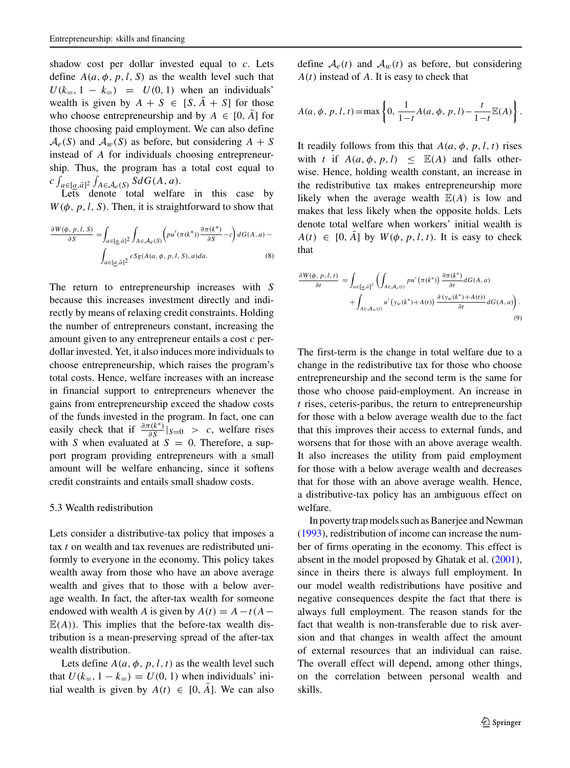shadow cost per dollar invested equal to $c$. Lets define $A(a, \phi, p, l, S)$ as the wealth level such that $U(k_{=}, 1-k_{=}) = U(0, 1)$ when an individuals' wealth is given by $A + S \in [S, \bar{A} + S]$ for those who choose entrepreneurship and by $A \in [0, \bar{A}]$ for those choosing paid employment. We can also define $\mathcal{A}_e(S)$ and $\mathcal{A}_w(S)$ as before, but considering $A + S$ instead of $A$ for individuals choosing entrepreneurship. Thus, the program has a total cost equal to $c \int_{a \in [\underline{a}, \bar{a}]^2} \int_{A \in \mathcal{A}_e(S)} S dG(A, a)$.

Lets denote total welfare in this case by $W(\phi, p, l, S)$. Then, it is straightforward to show that

$$\frac{\partial W(\phi, p, l, S)}{\partial S} = \int_{a \in [\underline{a}, \bar{a}]^2} \int_{A \in \mathcal{A}_e(S)} \left( pu'(\pi(k^*)) \frac{\partial \pi(k^*)}{\partial S} - c \right) dG(A, a) - \int_{a \in [\underline{a}, \bar{a}]^2} cSg(A(a, \phi, p, l, S), a) da. \tag{8}$$

The return to entrepreneurship increases with $S$ because this increases investment directly and indirectly by means of relaxing credit constraints. Holding the number of entrepreneurs constant, increasing the amount given to any entrepreneur entails a cost $c$ per-dollar invested. Yet, it also induces more individuals to choose entrepreneurship, which raises the program's total costs. Hence, welfare increases with an increase in financial support to entrepreneurs whenever the gains from entrepreneurship exceed the shadow costs of the funds invested in the program. In fact, one can easily check that if $\frac{\partial \pi(k^*)}{\partial S}|_{S=0} > c$, welfare rises with $S$ when evaluated at $S = 0$. Therefore, a support program providing entrepreneurs with a small amount will be welfare enhancing, since it softens credit constraints and entails small shadow costs.

### 5.3 Wealth redistribution

Lets consider a distributive-tax policy that imposes a tax $t$ on wealth and tax revenues are redistributed uniformly to everyone in the economy. This policy takes wealth away from those who have an above average wealth and gives that to those with a below average wealth. In fact, the after-tax wealth for someone endowed with wealth $A$ is given by $A(t) = A - t(A - \mathbb{E}(A))$. This implies that the before-tax wealth distribution is a mean-preserving spread of the after-tax wealth distribution.

Lets define $A(a, \phi, p, l, t)$ as the wealth level such that $U(k_{=}, 1-k_{=}) = U(0, 1)$ when individuals' initial wealth is given by $A(t) \in [0, \bar{A}]$. We can also define $\mathcal{A}_e(t)$ and $\mathcal{A}_w(t)$ as before, but considering $A(t)$ instead of $A$. It is easy to check that

$$A(a, \phi, p, l, t) = \max \left\{ 0, \frac{1}{1-t} A(a, \phi, p, l) - \frac{t}{1-t} \mathbb{E}(A) \right\}.$$

It readily follows from this that $A(a, \phi, p, l, t)$ rises with $t$ if $A(a, \phi, p, l) \leq \mathbb{E}(A)$ and falls otherwise. Hence, holding wealth constant, an increase in the redistributive tax makes entrepreneurship more likely when the average wealth $\mathbb{E}(A)$ is low and makes that less likely when the opposite holds. Lets denote total welfare when workers' initial wealth is $A(t) \in [0, \bar{A}]$ by $W(\phi, p, l, t)$. It is easy to check that

$$\frac{\partial W(\phi, p, l, t)}{\partial t} = \int_{a \in [\underline{a}, \bar{a}]^2} \left( \int_{A \in \mathcal{A}_e(t)} pu'(\pi(k^*)) \frac{\partial \pi(k^*)}{\partial t} dG(A, a) + \int_{A \in \mathcal{A}_w(t)} u'(y_w(k^*) + A(t)) \frac{\partial (y_w(k^*) + A(t))}{\partial t} dG(A, a) \right). \tag{9}$$

The first-term is the change in total welfare due to a change in the redistributive tax for those who choose entrepreneurship and the second term is the same for those who choose paid-employment. An increase in $t$ rises, ceteris-paribus, the return to entrepreneurship for those with a below average wealth due to the fact that this improves their access to external funds, and worsens that for those with an above average wealth. It also increases the utility from paid employment for those with a below average wealth and decreases that for those with an above average wealth. Hence, a distributive-tax policy has an ambiguous effect on welfare.

In poverty trap models such as Banerjee and Newman (1993), redistribution of income can increase the number of firms operating in the economy. This effect is absent in the model proposed by Ghatak et al. (2001), since in theirs there is always full employment. In our model wealth redistributions have positive and negative consequences despite the fact that there is always full employment. The reason stands for the fact that wealth is non-transferable due to risk aversion and that changes in wealth affect the amount of external resources that an individual can raise. The overall effect will depend, among other things, on the correlation between personal wealth and skills.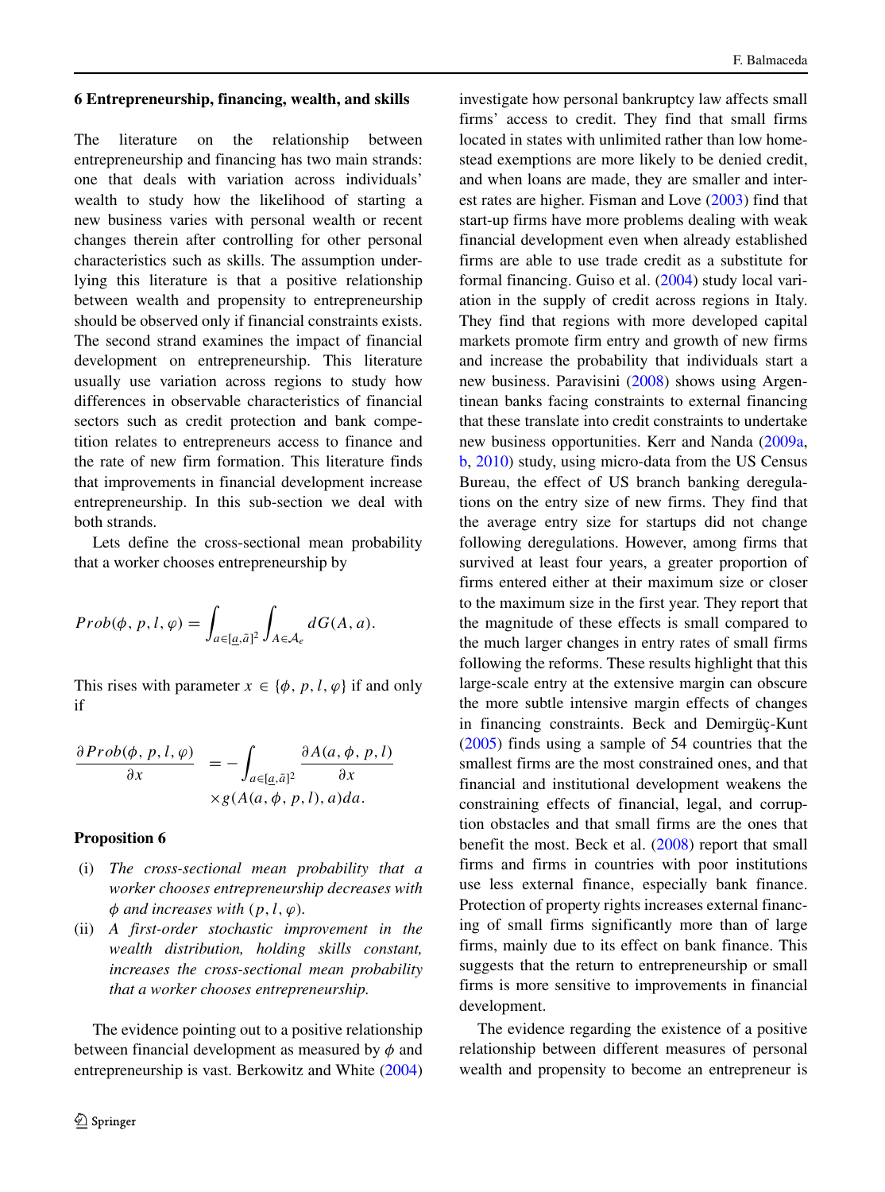## 6 Entrepreneurship, financing, wealth, and skills

The literature on the relationship between entrepreneurship and financing has two main strands: one that deals with variation across individuals' wealth to study how the likelihood of starting a new business varies with personal wealth or recent changes therein after controlling for other personal characteristics such as skills. The assumption underlying this literature is that a positive relationship between wealth and propensity to entrepreneurship should be observed only if financial constraints exists. The second strand examines the impact of financial development on entrepreneurship. This literature usually use variation across regions to study how differences in observable characteristics of financial sectors such as credit protection and bank competition relates to entrepreneurs access to finance and the rate of new firm formation. This literature finds that improvements in financial development increase entrepreneurship. In this sub-section we deal with both strands.

Lets define the cross-sectional mean probability that a worker chooses entrepreneurship by

$$Prob(\phi, p, l, \varphi) = \int_{a \in [\underline{a}, \bar{a}]^2} \int_{A \in \mathcal{A}_e} dG(A, a).$$

This rises with parameter $x \in \{\phi, p, l, \varphi\}$ if and only if

$$\frac{\partial Prob(\phi, p, l, \varphi)}{\partial x} = -\int_{a \in [\underline{a}, \bar{a}]^2} \frac{\partial A(a, \phi, p, l)}{\partial x} \times g(A(a, \phi, p, l), a) da.$$

**Proposition 6**

(i) *The cross-sectional mean probability that a worker chooses entrepreneurship decreases with $\phi$ and increases with $(p, l, \varphi)$.*

(ii) *A first-order stochastic improvement in the wealth distribution, holding skills constant, increases the cross-sectional mean probability that a worker chooses entrepreneurship.*

The evidence pointing out to a positive relationship between financial development as measured by $\phi$ and entrepreneurship is vast. Berkowitz and White (2004) investigate how personal bankruptcy law affects small firms' access to credit. They find that small firms located in states with unlimited rather than low homestead exemptions are more likely to be denied credit, and when loans are made, they are smaller and interest rates are higher. Fisman and Love (2003) find that start-up firms have more problems dealing with weak financial development even when already established firms are able to use trade credit as a substitute for formal financing. Guiso et al. (2004) study local variation in the supply of credit across regions in Italy. They find that regions with more developed capital markets promote firm entry and growth of new firms and increase the probability that individuals start a new business. Paravisini (2008) shows using Argentinean banks facing constraints to external financing that these translate into credit constraints to undertake new business opportunities. Kerr and Nanda (2009a, b, 2010) study, using micro-data from the US Census Bureau, the effect of US branch banking deregulations on the entry size of new firms. They find that the average entry size for startups did not change following deregulations. However, among firms that survived at least four years, a greater proportion of firms entered either at their maximum size or closer to the maximum size in the first year. They report that the magnitude of these effects is small compared to the much larger changes in entry rates of small firms following the reforms. These results highlight that this large-scale entry at the extensive margin can obscure the more subtle intensive margin effects of changes in financing constraints. Beck and Demirgüç-Kunt (2005) finds using a sample of 54 countries that the smallest firms are the most constrained ones, and that financial and institutional development weakens the constraining effects of financial, legal, and corruption obstacles and that small firms are the ones that benefit the most. Beck et al. (2008) report that small firms and firms in countries with poor institutions use less external finance, especially bank finance. Protection of property rights increases external financing of small firms significantly more than of large firms, mainly due to its effect on bank finance. This suggests that the return to entrepreneurship or small firms is more sensitive to improvements in financial development.

The evidence regarding the existence of a positive relationship between different measures of personal wealth and propensity to become an entrepreneur is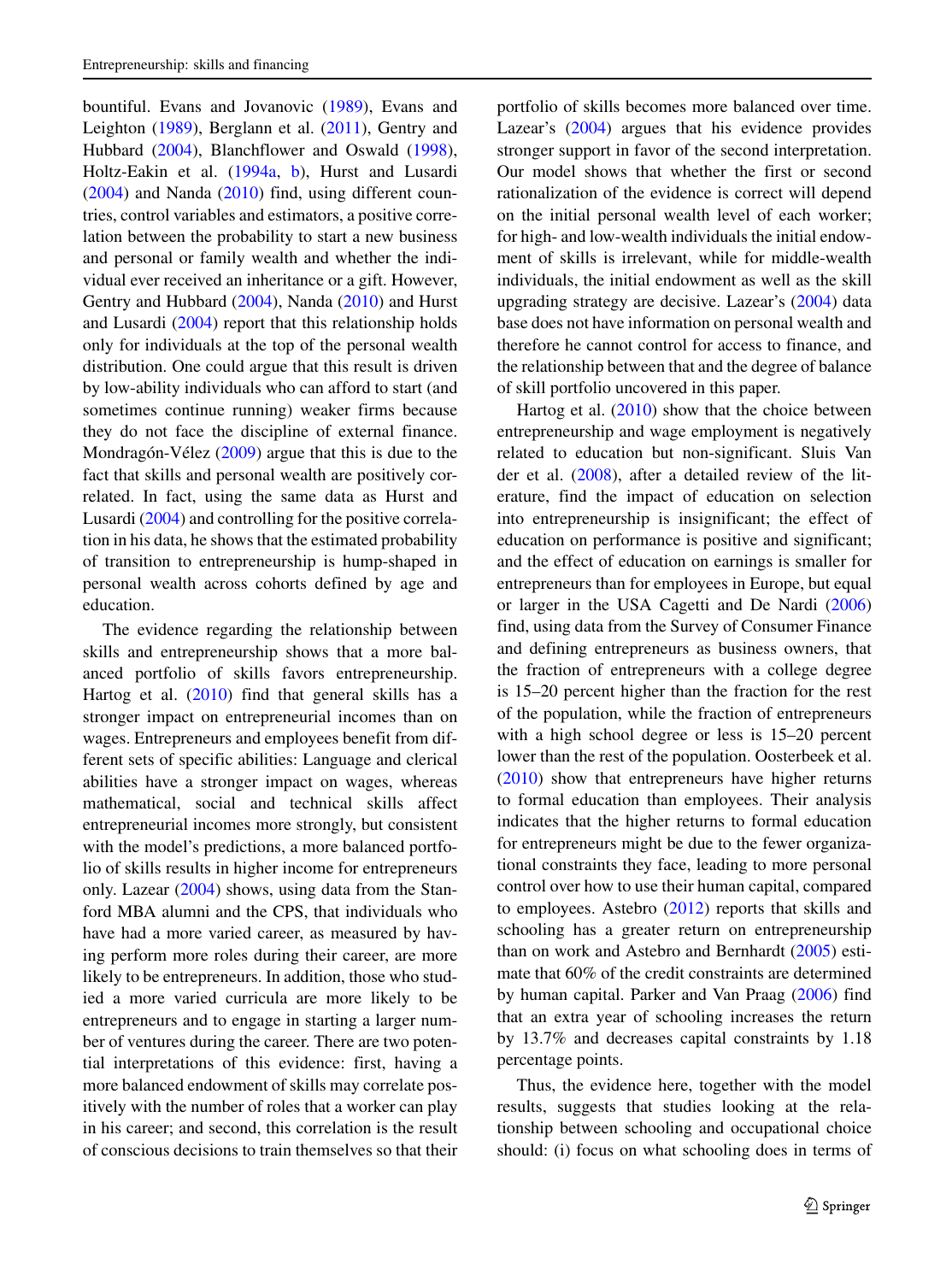bountiful. Evans and Jovanovic (1989), Evans and Leighton (1989), Berglann et al. (2011), Gentry and Hubbard (2004), Blanchflower and Oswald (1998), Holtz-Eakin et al. (1994a, b), Hurst and Lusardi (2004) and Nanda (2010) find, using different countries, control variables and estimators, a positive correlation between the probability to start a new business and personal or family wealth and whether the individual ever received an inheritance or a gift. However, Gentry and Hubbard (2004), Nanda (2010) and Hurst and Lusardi (2004) report that this relationship holds only for individuals at the top of the personal wealth distribution. One could argue that this result is driven by low-ability individuals who can afford to start (and sometimes continue running) weaker firms because they do not face the discipline of external finance. Mondragón-Vélez (2009) argue that this is due to the fact that skills and personal wealth are positively correlated. In fact, using the same data as Hurst and Lusardi (2004) and controlling for the positive correlation in his data, he shows that the estimated probability of transition to entrepreneurship is hump-shaped in personal wealth across cohorts defined by age and education.

The evidence regarding the relationship between skills and entrepreneurship shows that a more balanced portfolio of skills favors entrepreneurship. Hartog et al. (2010) find that general skills has a stronger impact on entrepreneurial incomes than on wages. Entrepreneurs and employees benefit from different sets of specific abilities: Language and clerical abilities have a stronger impact on wages, whereas mathematical, social and technical skills affect entrepreneurial incomes more strongly, but consistent with the model's predictions, a more balanced portfolio of skills results in higher income for entrepreneurs only. Lazear (2004) shows, using data from the Stanford MBA alumni and the CPS, that individuals who have had a more varied career, as measured by having perform more roles during their career, are more likely to be entrepreneurs. In addition, those who studied a more varied curricula are more likely to be entrepreneurs and to engage in starting a larger number of ventures during the career. There are two potential interpretations of this evidence: first, having a more balanced endowment of skills may correlate positively with the number of roles that a worker can play in his career; and second, this correlation is the result of conscious decisions to train themselves so that their portfolio of skills becomes more balanced over time. Lazear's (2004) argues that his evidence provides stronger support in favor of the second interpretation. Our model shows that whether the first or second rationalization of the evidence is correct will depend on the initial personal wealth level of each worker; for high- and low-wealth individuals the initial endowment of skills is irrelevant, while for middle-wealth individuals, the initial endowment as well as the skill upgrading strategy are decisive. Lazear's (2004) data base does not have information on personal wealth and therefore he cannot control for access to finance, and the relationship between that and the degree of balance of skill portfolio uncovered in this paper.

Hartog et al. (2010) show that the choice between entrepreneurship and wage employment is negatively related to education but non-significant. Sluis Van der et al. (2008), after a detailed review of the literature, find the impact of education on selection into entrepreneurship is insignificant; the effect of education on performance is positive and significant; and the effect of education on earnings is smaller for entrepreneurs than for employees in Europe, but equal or larger in the USA Cagetti and De Nardi (2006) find, using data from the Survey of Consumer Finance and defining entrepreneurs as business owners, that the fraction of entrepreneurs with a college degree is 15–20 percent higher than the fraction for the rest of the population, while the fraction of entrepreneurs with a high school degree or less is 15–20 percent lower than the rest of the population. Oosterbeek et al. (2010) show that entrepreneurs have higher returns to formal education than employees. Their analysis indicates that the higher returns to formal education for entrepreneurs might be due to the fewer organizational constraints they face, leading to more personal control over how to use their human capital, compared to employees. Astebro (2012) reports that skills and schooling has a greater return on entrepreneurship than on work and Astebro and Bernhardt (2005) estimate that 60% of the credit constraints are determined by human capital. Parker and Van Praag (2006) find that an extra year of schooling increases the return by 13.7% and decreases capital constraints by 1.18 percentage points.

Thus, the evidence here, together with the model results, suggests that studies looking at the relationship between schooling and occupational choice should: (i) focus on what schooling does in terms of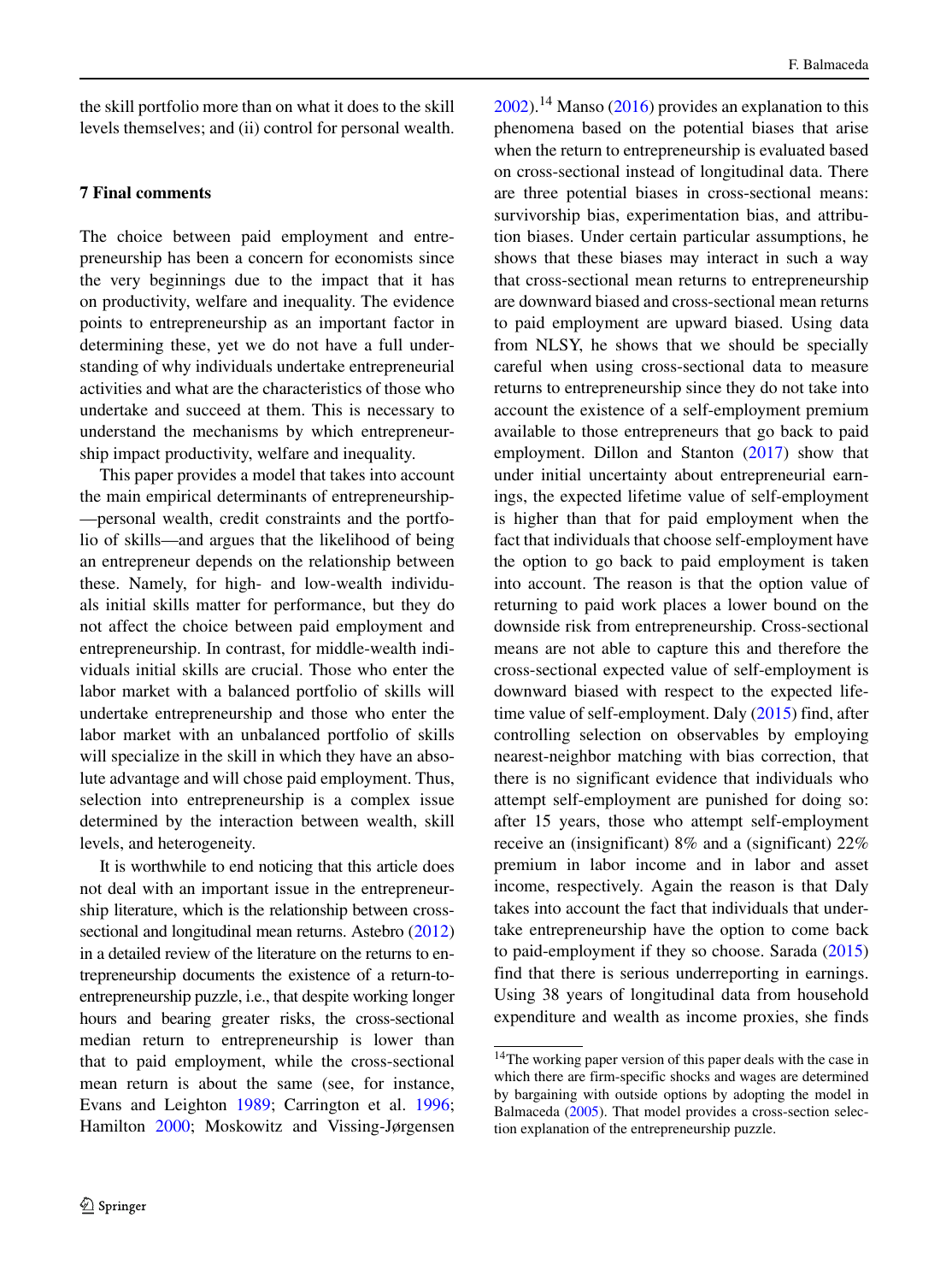the skill portfolio more than on what it does to the skill levels themselves; and (ii) control for personal wealth.

## 7 Final comments

The choice between paid employment and entrepreneurship has been a concern for economists since the very beginnings due to the impact that it has on productivity, welfare and inequality. The evidence points to entrepreneurship as an important factor in determining these, yet we do not have a full understanding of why individuals undertake entrepreneurial activities and what are the characteristics of those who undertake and succeed at them. This is necessary to understand the mechanisms by which entrepreneurship impact productivity, welfare and inequality.

This paper provides a model that takes into account the main empirical determinants of entrepreneurship—personal wealth, credit constraints and the portfolio of skills—and argues that the likelihood of being an entrepreneur depends on the relationship between these. Namely, for high- and low-wealth individuals initial skills matter for performance, but they do not affect the choice between paid employment and entrepreneurship. In contrast, for middle-wealth individuals initial skills are crucial. Those who enter the labor market with a balanced portfolio of skills will undertake entrepreneurship and those who enter the labor market with an unbalanced portfolio of skills will specialize in the skill in which they have an absolute advantage and will chose paid employment. Thus, selection into entrepreneurship is a complex issue determined by the interaction between wealth, skill levels, and heterogeneity.

It is worthwhile to end noticing that this article does not deal with an important issue in the entrepreneurship literature, which is the relationship between cross-sectional and longitudinal mean returns. Astebro (2012) in a detailed review of the literature on the returns to entrepreneurship documents the existence of a return-to-entrepreneurship puzzle, i.e., that despite working longer hours and bearing greater risks, the cross-sectional median return to entrepreneurship is lower than that to paid employment, while the cross-sectional mean return is about the same (see, for instance, Evans and Leighton 1989; Carrington et al. 1996; Hamilton 2000; Moskowitz and Vissing-Jørgensen 2002).[14] Manso (2016) provides an explanation to this phenomena based on the potential biases that arise when the return to entrepreneurship is evaluated based on cross-sectional instead of longitudinal data. There are three potential biases in cross-sectional means: survivorship bias, experimentation bias, and attribution biases. Under certain particular assumptions, he shows that these biases may interact in such a way that cross-sectional mean returns to entrepreneurship are downward biased and cross-sectional mean returns to paid employment are upward biased. Using data from NLSY, he shows that we should be specially careful when using cross-sectional data to measure returns to entrepreneurship since they do not take into account the existence of a self-employment premium available to those entrepreneurs that go back to paid employment. Dillon and Stanton (2017) show that under initial uncertainty about entrepreneurial earnings, the expected lifetime value of self-employment is higher than that for paid employment when the fact that individuals that choose self-employment have the option to go back to paid employment is taken into account. The reason is that the option value of returning to paid work places a lower bound on the downside risk from entrepreneurship. Cross-sectional means are not able to capture this and therefore the cross-sectional expected value of self-employment is downward biased with respect to the expected lifetime value of self-employment. Daly (2015) find, after controlling selection on observables by employing nearest-neighbor matching with bias correction, that there is no significant evidence that individuals who attempt self-employment are punished for doing so: after 15 years, those who attempt self-employment receive an (insignificant) 8% and a (significant) 22% premium in labor income and in labor and asset income, respectively. Again the reason is that Daly takes into account the fact that individuals that undertake entrepreneurship have the option to come back to paid-employment if they so choose. Sarada (2015) find that there is serious underreporting in earnings. Using 38 years of longitudinal data from household expenditure and wealth as income proxies, she finds

[14] The working paper version of this paper deals with the case in which there are firm-specific shocks and wages are determined by bargaining with outside options by adopting the model in Balmaceda (2005). That model provides a cross-section selection explanation of the entrepreneurship puzzle.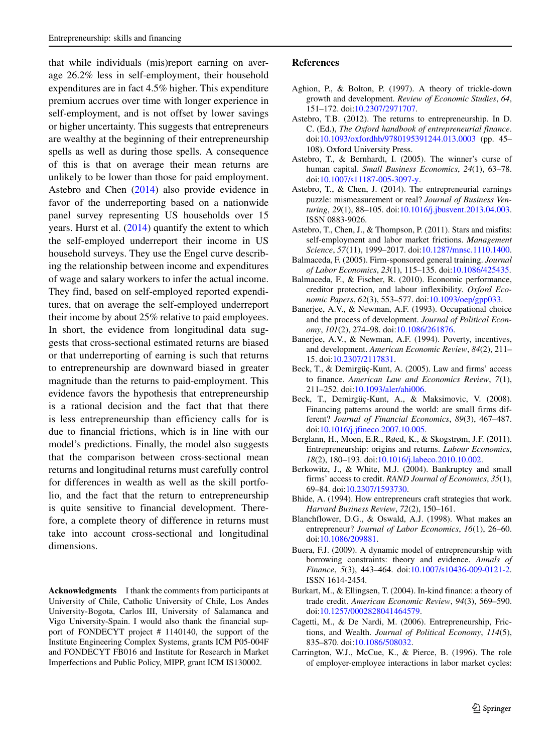that while individuals (mis)report earning on average 26.2% less in self-employment, their household expenditures are in fact 4.5% higher. This expenditure premium accrues over time with longer experience in self-employment, and is not offset by lower savings or higher uncertainty. This suggests that entrepreneurs are wealthy at the beginning of their entrepreneurship spells as well as during those spells. A consequence of this is that on average their mean returns are unlikely to be lower than those for paid employment. Astebro and Chen (2014) also provide evidence in favor of the underreporting based on a nationwide panel survey representing US households over 15 years. Hurst et al. (2014) quantify the extent to which the self-employed underreport their income in US household surveys. They use the Engel curve describing the relationship between income and expenditures of wage and salary workers to infer the actual income. They find, based on self-employed reported expenditures, that on average the self-employed underreport their income by about 25% relative to paid employees. In short, the evidence from longitudinal data suggests that cross-sectional estimated returns are biased or that underreporting of earning is such that returns to entrepreneurship are downward biased in greater magnitude than the returns to paid-employment. This evidence favors the hypothesis that entrepreneurship is a rational decision and the fact that that there is less entrepreneurship than efficiency calls for is due to financial frictions, which is in line with our model's predictions. Finally, the model also suggests that the comparison between cross-sectional mean returns and longitudinal returns must carefully control for differences in wealth as well as the skill portfolio, and the fact that the return to entrepreneurship is quite sensitive to financial development. Therefore, a complete theory of difference in returns must take into account cross-sectional and longitudinal dimensions.

**Acknowledgments** I thank the comments from participants at University of Chile, Catholic University of Chile, Los Andes University-Bogota, Carlos III, University of Salamanca and Vigo University-Spain. I would also thank the financial support of FONDECYT project # 1140140, the support of the Institute Engineering Complex Systems, grants ICM P05-004F and FONDECYT FB016 and Institute for Research in Market Imperfections and Public Policy, MIPP, grant ICM IS130002.

## References

Aghion, P., & Bolton, P. (1997). A theory of trickle-down growth and development. *Review of Economic Studies*, *64*, 151–172. doi:10.2307/2971707.

Astebro, T.B. (2012). The returns to entrepreneurship. In D. C. (Ed.), *The Oxford handbook of entrepreneurial finance*. doi:10.1093/oxfordhb/9780195391244.013.0003 (pp. 45–108). Oxford University Press.

Astebro, T., & Bernhardt, I. (2005). The winner's curse of human capital. *Small Business Economics*, *24*(1), 63–78. doi:10.1007/s11187-005-3097-y.

Astebro, T., & Chen, J. (2014). The entrepreneurial earnings puzzle: mismeasurement or real? *Journal of Business Venturing*, *29*(1), 88–105. doi:10.1016/j.jbusvent.2013.04.003. ISSN 0883-9026.

Astebro, T., Chen, J., & Thompson, P. (2011). Stars and misfits: self-employment and labor market frictions. *Management Science*, *57*(11), 1999–2017. doi:10.1287/mnsc.1110.1400.

Balmaceda, F. (2005). Firm-sponsored general training. *Journal of Labor Economics*, *23*(1), 115–135. doi:10.1086/425435.

Balmaceda, F., & Fischer, R. (2010). Economic performance, creditor protection, and labour inflexibility. *Oxford Economic Papers*, *62*(3), 553–577. doi:10.1093/oep/gpp033.

Banerjee, A.V., & Newman, A.F. (1993). Occupational choice and the process of development. *Journal of Political Economy*, *101*(2), 274–98. doi:10.1086/261876.

Banerjee, A.V., & Newman, A.F. (1994). Poverty, incentives, and development. *American Economic Review*, *84*(2), 211–15. doi:10.2307/2117831.

Beck, T., & Demirgüç-Kunt, A. (2005). Law and firms' access to finance. *American Law and Economics Review*, *7*(1), 211–252. doi:10.1093/aler/ahi006.

Beck, T., Demirgüç-Kunt, A., & Maksimovic, V. (2008). Financing patterns around the world: are small firms different? *Journal of Financial Economics*, *89*(3), 467–487. doi:10.1016/j.jfineco.2007.10.005.

Berglann, H., Moen, E.R., Røed, K., & Skogstrøm, J.F. (2011). Entrepreneurship: origins and returns. *Labour Economics*, *18*(2), 180–193. doi:10.1016/j.labeco.2010.10.002.

Berkowitz, J., & White, M.J. (2004). Bankruptcy and small firms' access to credit. *RAND Journal of Economics*, *35*(1), 69–84. doi:10.2307/1593730.

Bhide, A. (1994). How entrepreneurs craft strategies that work. *Harvard Business Review*, *72*(2), 150–161.

Blanchflower, D.G., & Oswald, A.J. (1998). What makes an entrepreneur? *Journal of Labor Economics*, *16*(1), 26–60. doi:10.1086/209881.

Buera, F.J. (2009). A dynamic model of entrepreneurship with borrowing constraints: theory and evidence. *Annals of Finance*, *5*(3), 443–464. doi:10.1007/s10436-009-0121-2. ISSN 1614-2454.

Burkart, M., & Ellingsen, T. (2004). In-kind finance: a theory of trade credit. *American Economic Review*, *94*(3), 569–590. doi:10.1257/0002828041464579.

Cagetti, M., & De Nardi, M. (2006). Entrepreneurship, Frictions, and Wealth. *Journal of Political Economy*, *114*(5), 835–870. doi:10.1086/508032.

Carrington, W.J., McCue, K., & Pierce, B. (1996). The role of employer-employee interactions in labor market cycles: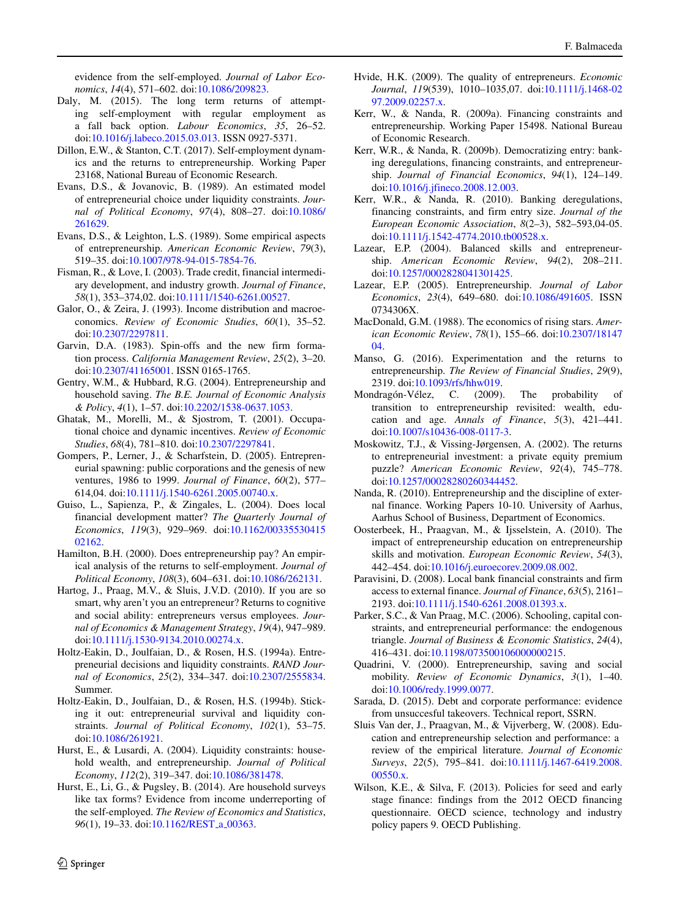evidence from the self-employed. *Journal of Labor Economics*, *14*(4), 571–602. doi:10.1086/209823.

Daly, M. (2015). The long term returns of attempting self-employment with regular employment as a fall back option. *Labour Economics*, *35*, 26–52. doi:10.1016/j.labeco.2015.03.013. ISSN 0927-5371.

Dillon, E.W., & Stanton, C.T. (2017). Self-employment dynamics and the returns to entrepreneurship. Working Paper 23168, National Bureau of Economic Research.

Evans, D.S., & Jovanovic, B. (1989). An estimated model of entrepreneurial choice under liquidity constraints. *Journal of Political Economy*, *97*(4), 808–27. doi:10.1086/261629.

Evans, D.S., & Leighton, L.S. (1989). Some empirical aspects of entrepreneurship. *American Economic Review*, *79*(3), 519–35. doi:10.1007/978-94-015-7854-76.

Fisman, R., & Love, I. (2003). Trade credit, financial intermediary development, and industry growth. *Journal of Finance*, *58*(1), 353–374,02. doi:10.1111/1540-6261.00527.

Galor, O., & Zeira, J. (1993). Income distribution and macroeconomics. *Review of Economic Studies*, *60*(1), 35–52. doi:10.2307/2297811.

Garvin, D.A. (1983). Spin-offs and the new firm formation process. *California Management Review*, *25*(2), 3–20. doi:10.2307/41165001. ISSN 0165-1765.

Gentry, W.M., & Hubbard, R.G. (2004). Entrepreneurship and household saving. *The B.E. Journal of Economic Analysis & Policy*, *4*(1), 1–57. doi:10.2202/1538-0637.1053.

Ghatak, M., Morelli, M., & Sjostrom, T. (2001). Occupational choice and dynamic incentives. *Review of Economic Studies*, *68*(4), 781–810. doi:10.2307/2297841.

Gompers, P., Lerner, J., & Scharfstein, D. (2005). Entrepreneurial spawning: public corporations and the genesis of new ventures, 1986 to 1999. *Journal of Finance*, *60*(2), 577–614,04. doi:10.1111/j.1540-6261.2005.00740.x.

Guiso, L., Sapienza, P., & Zingales, L. (2004). Does local financial development matter? *The Quarterly Journal of Economics*, *119*(3), 929–969. doi:10.1162/0033553041502162.

Hamilton, B.H. (2000). Does entrepreneurship pay? An empirical analysis of the returns to self-employment. *Journal of Political Economy*, *108*(3), 604–631. doi:10.1086/262131.

Hartog, J., Praag, M.V., & Sluis, J.V.D. (2010). If you are so smart, why aren't you an entrepreneur? Returns to cognitive and social ability: entrepreneurs versus employees. *Journal of Economics & Management Strategy*, *19*(4), 947–989. doi:10.1111/j.1530-9134.2010.00274.x.

Holtz-Eakin, D., Joulfaian, D., & Rosen, H.S. (1994a). Entrepreneurial decisions and liquidity constraints. *RAND Journal of Economics*, *25*(2), 334–347. doi:10.2307/2555834. Summer.

Holtz-Eakin, D., Joulfaian, D., & Rosen, H.S. (1994b). Sticking it out: entrepreneurial survival and liquidity constraints. *Journal of Political Economy*, *102*(1), 53–75. doi:10.1086/261921.

Hurst, E., & Lusardi, A. (2004). Liquidity constraints: household wealth, and entrepreneurship. *Journal of Political Economy*, *112*(2), 319–347. doi:10.1086/381478.

Hurst, E., Li, G., & Pugsley, B. (2014). Are household surveys like tax forms? Evidence from income underreporting of the self-employed. *The Review of Economics and Statistics*, *96*(1), 19–33. doi:10.1162/REST_a_00363.

Hvide, H.K. (2009). The quality of entrepreneurs. *Economic Journal*, *119*(539), 1010–1035,07. doi:10.1111/j.1468-0297.2009.02257.x.

Kerr, W., & Nanda, R. (2009a). Financing constraints and entrepreneurship. Working Paper 15498. National Bureau of Economic Research.

Kerr, W.R., & Nanda, R. (2009b). Democratizing entry: banking deregulations, financing constraints, and entrepreneurship. *Journal of Financial Economics*, *94*(1), 124–149. doi:10.1016/j.jfineco.2008.12.003.

Kerr, W.R., & Nanda, R. (2010). Banking deregulations, financing constraints, and firm entry size. *Journal of the European Economic Association*, *8*(2–3), 582–593,04-05. doi:10.1111/j.1542-4774.2010.tb00528.x.

Lazear, E.P. (2004). Balanced skills and entrepreneurship. *American Economic Review*, *94*(2), 208–211. doi:10.1257/0002828041301425.

Lazear, E.P. (2005). Entrepreneurship. *Journal of Labor Economics*, *23*(4), 649–680. doi:10.1086/491605. ISSN 0734306X.

MacDonald, G.M. (1988). The economics of rising stars. *American Economic Review*, *78*(1), 155–66. doi:10.2307/1814704.

Manso, G. (2016). Experimentation and the returns to entrepreneurship. *The Review of Financial Studies*, *29*(9), 2319. doi:10.1093/rfs/hhw019.

Mondragón-Vélez, C. (2009). The probability of transition to entrepreneurship revisited: wealth, education and age. *Annals of Finance*, *5*(3), 421–441. doi:10.1007/s10436-008-0117-3.

Moskowitz, T.J., & Vissing-Jørgensen, A. (2002). The returns to entrepreneurial investment: a private equity premium puzzle? *American Economic Review*, *92*(4), 745–778. doi:10.1257/00028280260344452.

Nanda, R. (2010). Entrepreneurship and the discipline of external finance. Working Papers 10-10. University of Aarhus, Aarhus School of Business, Department of Economics.

Oosterbeek, H., Praagvan, M., & Ijsselstein, A. (2010). The impact of entrepreneurship education on entrepreneurship skills and motivation. *European Economic Review*, *54*(3), 442–454. doi:10.1016/j.euroecorev.2009.08.002.

Paravisini, D. (2008). Local bank financial constraints and firm access to external finance. *Journal of Finance*, *63*(5), 2161–2193. doi:10.1111/j.1540-6261.2008.01393.x.

Parker, S.C., & Van Praag, M.C. (2006). Schooling, capital constraints, and entrepreneurial performance: the endogenous triangle. *Journal of Business & Economic Statistics*, *24*(4), 416–431. doi:10.1198/073500106000000215.

Quadrini, V. (2000). Entrepreneurship, saving and social mobility. *Review of Economic Dynamics*, *3*(1), 1–40. doi:10.1006/redy.1999.0077.

Sarada, D. (2015). Debt and corporate performance: evidence from unsuccesful takeovers. Technical report, SSRN.

Sluis Van der, J., Praagvan, M., & Vijverberg, W. (2008). Education and entrepreneurship selection and performance: a review of the empirical literature. *Journal of Economic Surveys*, *22*(5), 795–841. doi:10.1111/j.1467-6419.2008.00550.x.

Wilson, K.E., & Silva, F. (2013). Policies for seed and early stage finance: findings from the 2012 OECD financing questionnaire. OECD science, technology and industry policy papers 9. OECD Publishing.